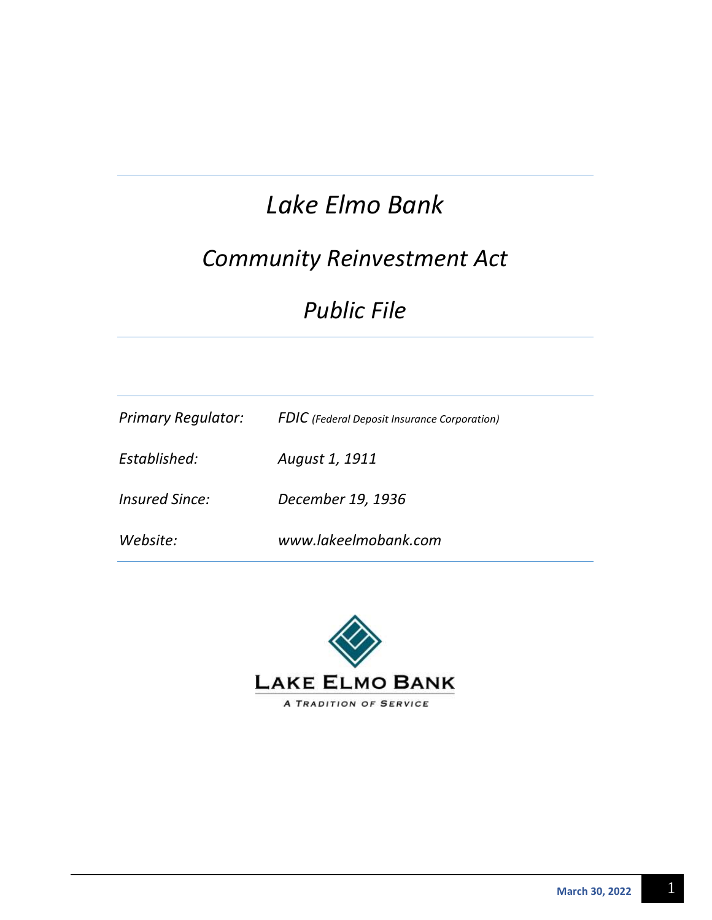# *Lake Elmo Bank*

## *Community Reinvestment Act*

## *Public File*

| | |
|---|---|
| *Primary Regulator:* | *FDIC (Federal Deposit Insurance Corporation)* |
| *Established:* | *August 1, 1911* |
| *Insured Since:* | *December 19, 1936* |
| *Website:* | *www.lakeelmobank.com* |

LAKE ELMO BANK

A TRADITION OF SERVICE

**March 30, 2022**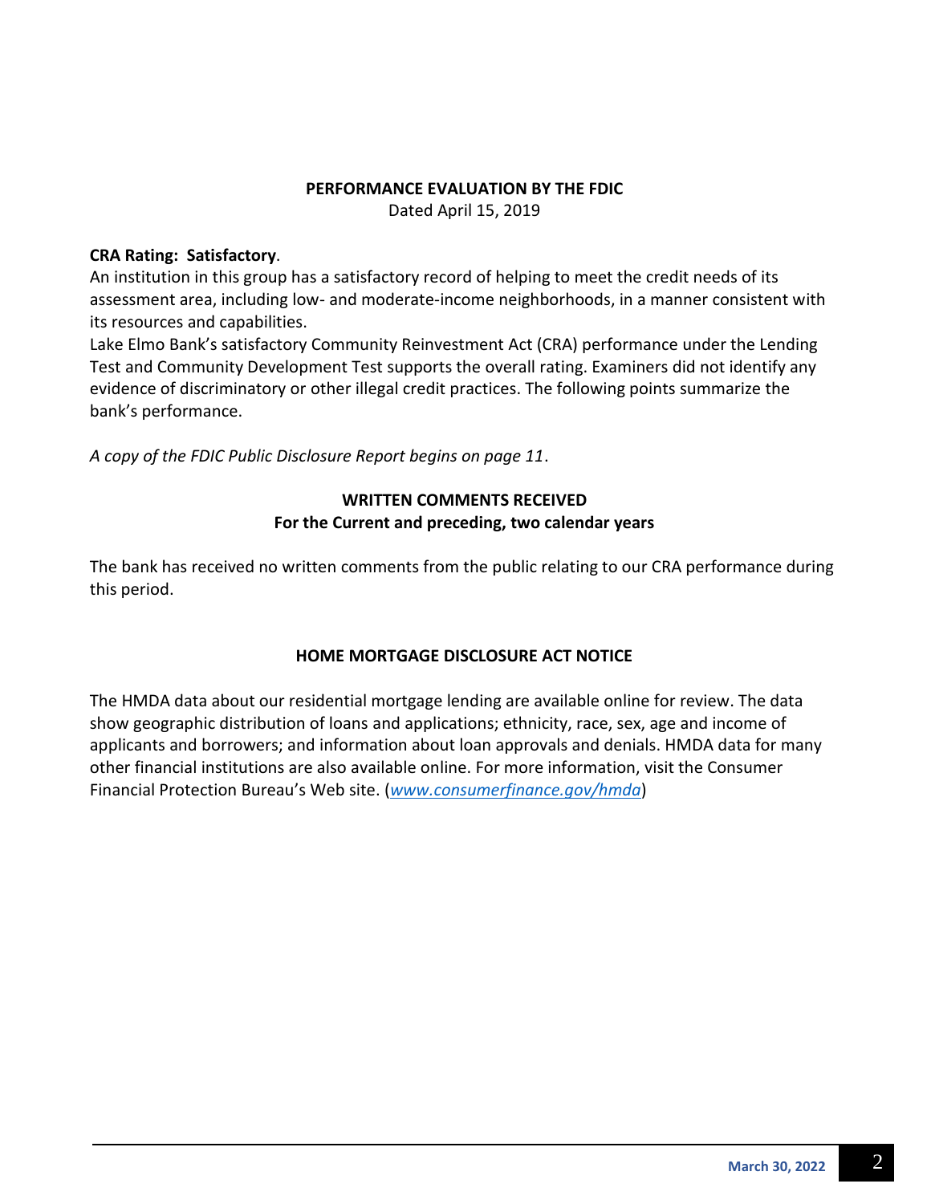## PERFORMANCE EVALUATION BY THE FDIC

Dated April 15, 2019

**CRA Rating: Satisfactory**.
An institution in this group has a satisfactory record of helping to meet the credit needs of its assessment area, including low- and moderate-income neighborhoods, in a manner consistent with its resources and capabilities.
Lake Elmo Bank's satisfactory Community Reinvestment Act (CRA) performance under the Lending Test and Community Development Test supports the overall rating. Examiners did not identify any evidence of discriminatory or other illegal credit practices. The following points summarize the bank's performance.

*A copy of the FDIC Public Disclosure Report begins on page 11*.

## WRITTEN COMMENTS RECEIVED
### For the Current and preceding, two calendar years

The bank has received no written comments from the public relating to our CRA performance during this period.

## HOME MORTGAGE DISCLOSURE ACT NOTICE

The HMDA data about our residential mortgage lending are available online for review. The data show geographic distribution of loans and applications; ethnicity, race, sex, age and income of applicants and borrowers; and information about loan approvals and denials. HMDA data for many other financial institutions are also available online. For more information, visit the Consumer Financial Protection Bureau's Web site. (*www.consumerfinance.gov/hmda*)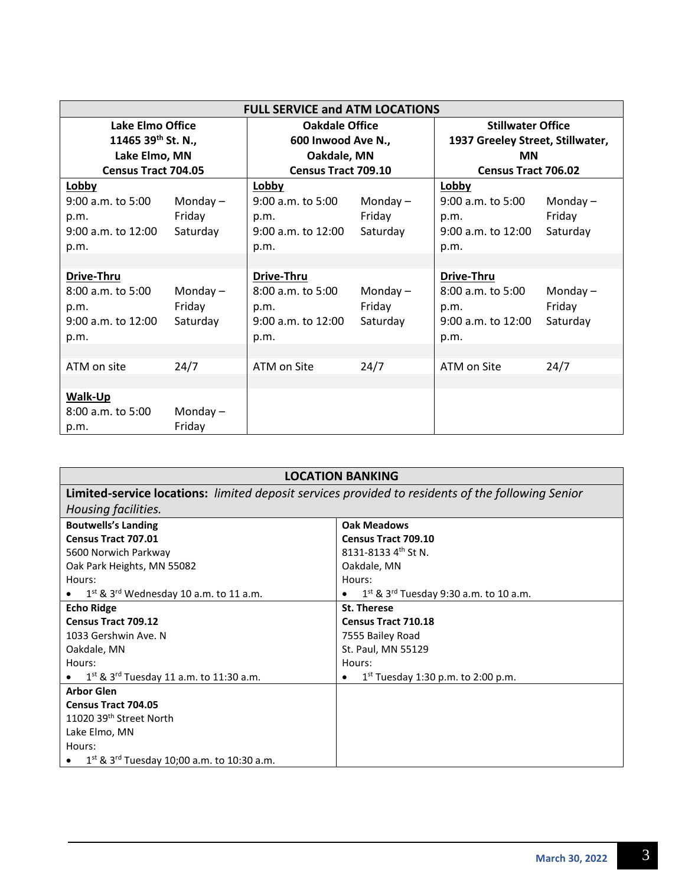| FULL SERVICE and ATM LOCATIONS | | | | | |
|---|---|---|---|---|---|
| **Lake Elmo Office**<br>**11465 39th St. N.,**<br>**Lake Elmo, MN**<br>**Census Tract 704.05** | | **Oakdale Office**<br>**600 Inwood Ave N.,**<br>**Oakdale, MN**<br>**Census Tract 709.10** | | **Stillwater Office**<br>**1937 Greeley Street, Stillwater, MN**<br>**Census Tract 706.02** | |
| **Lobby** | | **Lobby** | | **Lobby** | |
| 9:00 a.m. to 5:00 p.m. | Monday – Friday | 9:00 a.m. to 5:00 p.m. | Monday – Friday | 9:00 a.m. to 5:00 p.m. | Monday – Friday |
| 9:00 a.m. to 12:00 p.m. | Saturday | 9:00 a.m. to 12:00 p.m. | Saturday | 9:00 a.m. to 12:00 p.m. | Saturday |
| **Drive-Thru** | | **Drive-Thru** | | **Drive-Thru** | |
| 8:00 a.m. to 5:00 p.m. | Monday – Friday | 8:00 a.m. to 5:00 p.m. | Monday – Friday | 8:00 a.m. to 5:00 p.m. | Monday – Friday |
| 9:00 a.m. to 12:00 p.m. | Saturday | 9:00 a.m. to 12:00 p.m. | Saturday | 9:00 a.m. to 12:00 p.m. | Saturday |
| ATM on site | 24/7 | ATM on Site | 24/7 | ATM on Site | 24/7 |
| **Walk-Up** | | | | | |
| 8:00 a.m. to 5:00 p.m. | Monday – Friday | | | | |

| LOCATION BANKING | |
|---|---|
| **Limited-service locations:** *limited deposit services provided to residents of the following Senior Housing facilities.* | |
| **Boutwells's Landing**<br>**Census Tract 707.01**<br>5600 Norwich Parkway<br>Oak Park Heights, MN 55082<br>Hours:<br>• 1st & 3rd Wednesday 10 a.m. to 11 a.m. | **Oak Meadows**<br>**Census Tract 709.10**<br>8131-8133 4th St N.<br>Oakdale, MN<br>Hours:<br>• 1st & 3rd Tuesday 9:30 a.m. to 10 a.m. |
| **Echo Ridge**<br>**Census Tract 709.12**<br>1033 Gershwin Ave. N<br>Oakdale, MN<br>Hours:<br>• 1st & 3rd Tuesday 11 a.m. to 11:30 a.m. | **St. Therese**<br>**Census Tract 710.18**<br>7555 Bailey Road<br>St. Paul, MN 55129<br>Hours:<br>• 1st Tuesday 1:30 p.m. to 2:00 p.m. |
| **Arbor Glen**<br>**Census Tract 704.05**<br>11020 39th Street North<br>Lake Elmo, MN<br>Hours:<br>• 1st & 3rd Tuesday 10;00 a.m. to 10:30 a.m. | |

March 30, 2022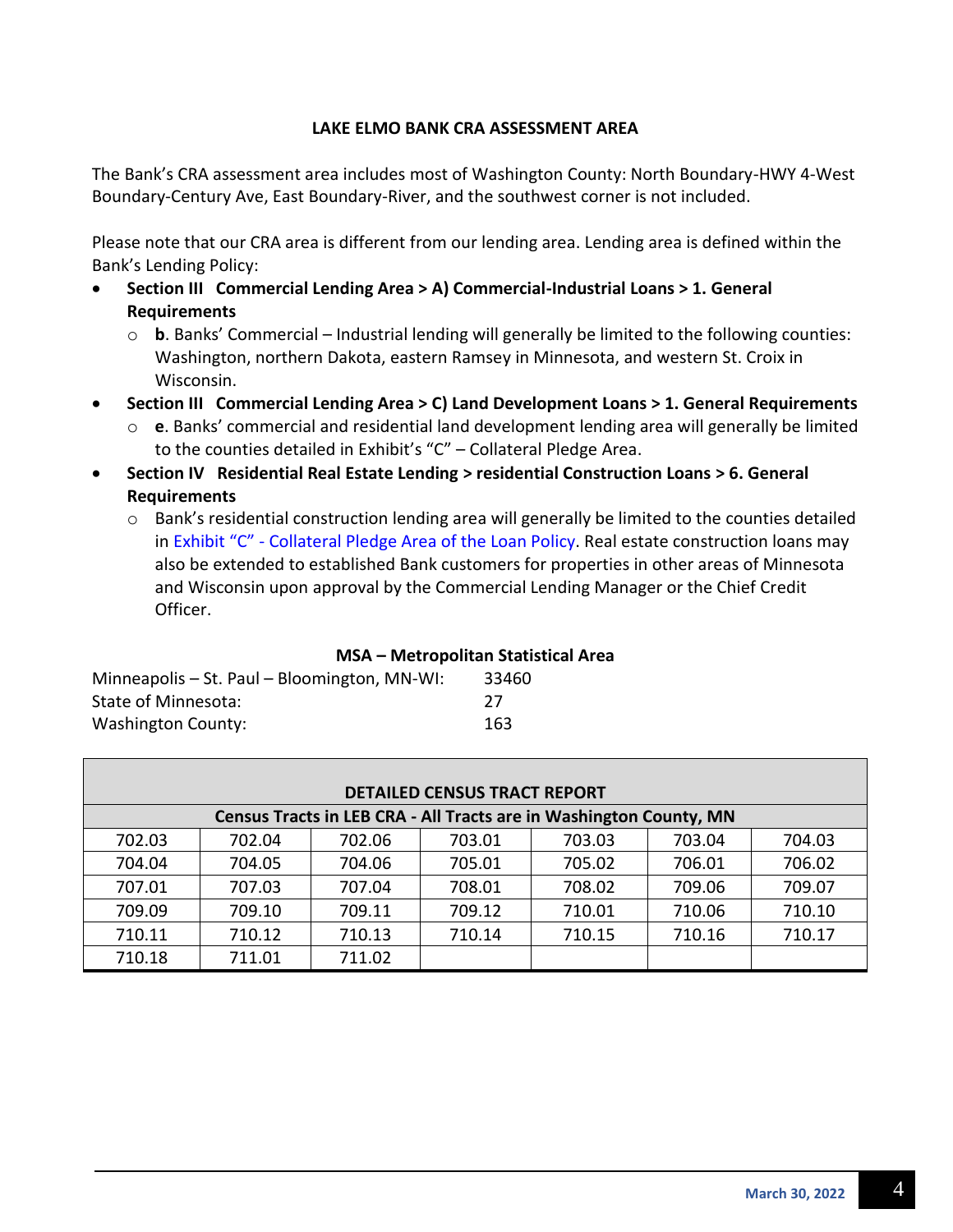## LAKE ELMO BANK CRA ASSESSMENT AREA

The Bank's CRA assessment area includes most of Washington County: North Boundary-HWY 4-West Boundary-Century Ave, East Boundary-River, and the southwest corner is not included.

Please note that our CRA area is different from our lending area. Lending area is defined within the Bank's Lending Policy:

- **Section III Commercial Lending Area > A) Commercial-Industrial Loans > 1. General Requirements**
  - **b**. Banks' Commercial – Industrial lending will generally be limited to the following counties: Washington, northern Dakota, eastern Ramsey in Minnesota, and western St. Croix in Wisconsin.
- **Section III Commercial Lending Area > C) Land Development Loans > 1. General Requirements**
  - **e**. Banks' commercial and residential land development lending area will generally be limited to the counties detailed in Exhibit's "C" – Collateral Pledge Area.
- **Section IV Residential Real Estate Lending > residential Construction Loans > 6. General Requirements**
  - Bank's residential construction lending area will generally be limited to the counties detailed in Exhibit "C" - Collateral Pledge Area of the Loan Policy. Real estate construction loans may also be extended to established Bank customers for properties in other areas of Minnesota and Wisconsin upon approval by the Commercial Lending Manager or the Chief Credit Officer.

### MSA – Metropolitan Statistical Area

| | |
|---|---|
| Minneapolis – St. Paul – Bloomington, MN-WI: | 33460 |
| State of Minnesota: | 27 |
| Washington County: | 163 |

| DETAILED CENSUS TRACT REPORT | | | | | | |
|---|---|---|---|---|---|---|
| Census Tracts in LEB CRA - All Tracts are in Washington County, MN | | | | | | |
| 702.03 | 702.04 | 702.06 | 703.01 | 703.03 | 703.04 | 704.03 |
| 704.04 | 704.05 | 704.06 | 705.01 | 705.02 | 706.01 | 706.02 |
| 707.01 | 707.03 | 707.04 | 708.01 | 708.02 | 709.06 | 709.07 |
| 709.09 | 709.10 | 709.11 | 709.12 | 710.01 | 710.06 | 710.10 |
| 710.11 | 710.12 | 710.13 | 710.14 | 710.15 | 710.16 | 710.17 |
| 710.18 | 711.01 | 711.02 | | | | |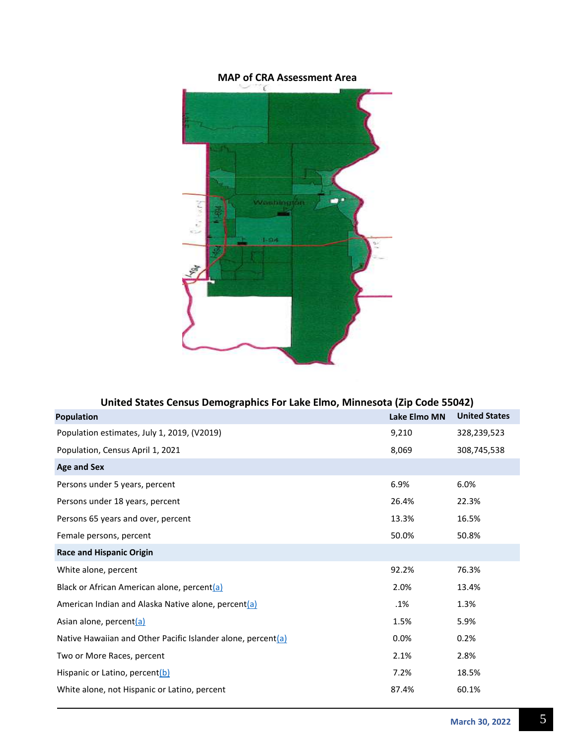## MAP of CRA Assessment Area

## United States Census Demographics For Lake Elmo, Minnesota (Zip Code 55042)

| Population | Lake Elmo MN | United States |
|---|---|---|
| Population estimates, July 1, 2019, (V2019) | 9,210 | 328,239,523 |
| Population, Census April 1, 2021 | 8,069 | 308,745,538 |
| **Age and Sex** | | |
| Persons under 5 years, percent | 6.9% | 6.0% |
| Persons under 18 years, percent | 26.4% | 22.3% |
| Persons 65 years and over, percent | 13.3% | 16.5% |
| Female persons, percent | 50.0% | 50.8% |
| **Race and Hispanic Origin** | | |
| White alone, percent | 92.2% | 76.3% |
| Black or African American alone, percent(a) | 2.0% | 13.4% |
| American Indian and Alaska Native alone, percent(a) | .1% | 1.3% |
| Asian alone, percent(a) | 1.5% | 5.9% |
| Native Hawaiian and Other Pacific Islander alone, percent(a) | 0.0% | 0.2% |
| Two or More Races, percent | 2.1% | 2.8% |
| Hispanic or Latino, percent(b) | 7.2% | 18.5% |
| White alone, not Hispanic or Latino, percent | 87.4% | 60.1% |

March 30, 2022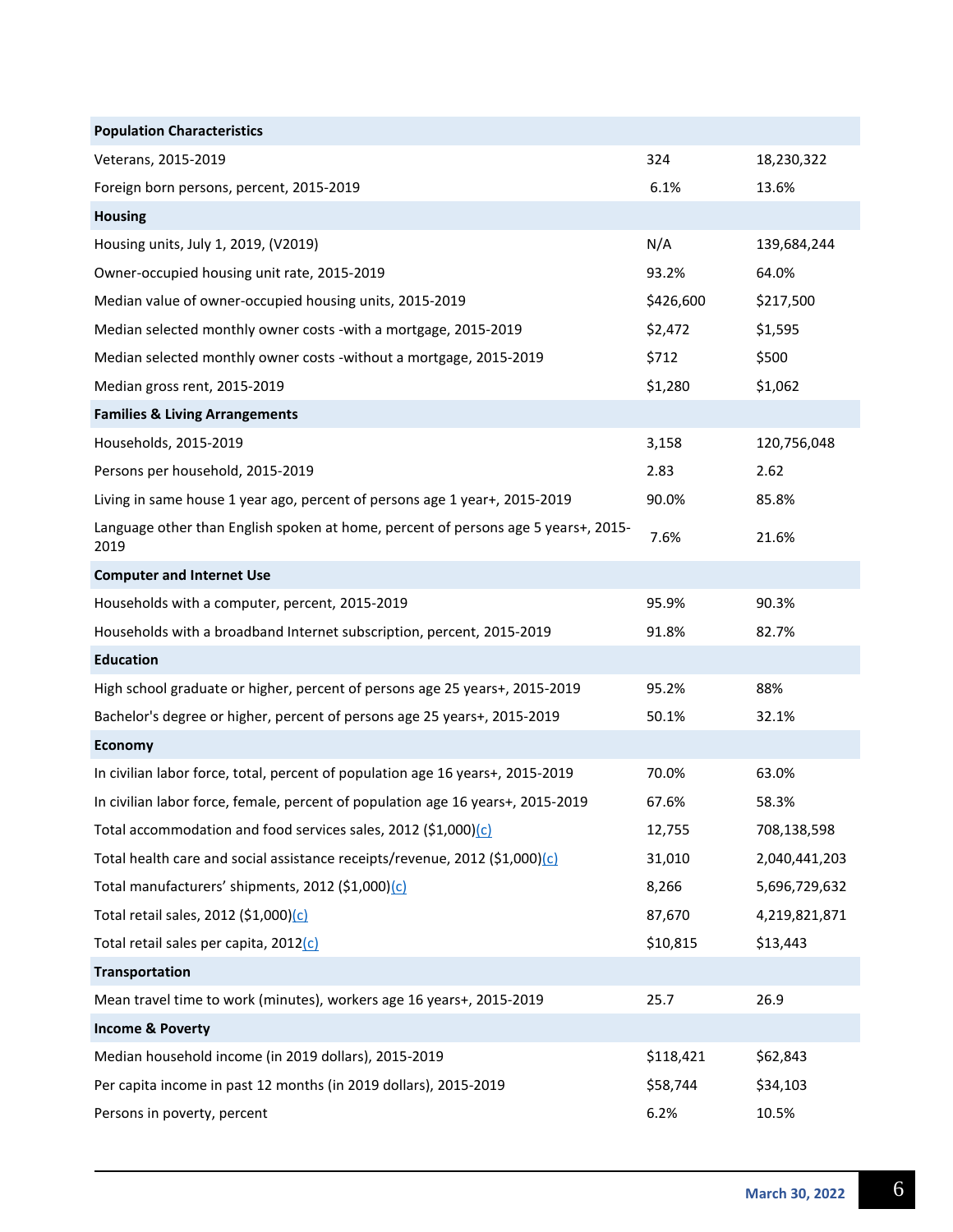| | | |
|---|---|---|
| **Population Characteristics** | | |
| Veterans, 2015-2019 | 324 | 18,230,322 |
| Foreign born persons, percent, 2015-2019 | 6.1% | 13.6% |
| **Housing** | | |
| Housing units, July 1, 2019, (V2019) | N/A | 139,684,244 |
| Owner-occupied housing unit rate, 2015-2019 | 93.2% | 64.0% |
| Median value of owner-occupied housing units, 2015-2019 | $426,600 | $217,500 |
| Median selected monthly owner costs -with a mortgage, 2015-2019 | $2,472 | $1,595 |
| Median selected monthly owner costs -without a mortgage, 2015-2019 | $712 | $500 |
| Median gross rent, 2015-2019 | $1,280 | $1,062 |
| **Families & Living Arrangements** | | |
| Households, 2015-2019 | 3,158 | 120,756,048 |
| Persons per household, 2015-2019 | 2.83 | 2.62 |
| Living in same house 1 year ago, percent of persons age 1 year+, 2015-2019 | 90.0% | 85.8% |
| Language other than English spoken at home, percent of persons age 5 years+, 2015-2019 | 7.6% | 21.6% |
| **Computer and Internet Use** | | |
| Households with a computer, percent, 2015-2019 | 95.9% | 90.3% |
| Households with a broadband Internet subscription, percent, 2015-2019 | 91.8% | 82.7% |
| **Education** | | |
| High school graduate or higher, percent of persons age 25 years+, 2015-2019 | 95.2% | 88% |
| Bachelor's degree or higher, percent of persons age 25 years+, 2015-2019 | 50.1% | 32.1% |
| **Economy** | | |
| In civilian labor force, total, percent of population age 16 years+, 2015-2019 | 70.0% | 63.0% |
| In civilian labor force, female, percent of population age 16 years+, 2015-2019 | 67.6% | 58.3% |
| Total accommodation and food services sales, 2012 ($1,000)(c) | 12,755 | 708,138,598 |
| Total health care and social assistance receipts/revenue, 2012 ($1,000)(c) | 31,010 | 2,040,441,203 |
| Total manufacturers' shipments, 2012 ($1,000)(c) | 8,266 | 5,696,729,632 |
| Total retail sales, 2012 ($1,000)(c) | 87,670 | 4,219,821,871 |
| Total retail sales per capita, 2012(c) | $10,815 | $13,443 |
| **Transportation** | | |
| Mean travel time to work (minutes), workers age 16 years+, 2015-2019 | 25.7 | 26.9 |
| **Income & Poverty** | | |
| Median household income (in 2019 dollars), 2015-2019 | $118,421 | $62,843 |
| Per capita income in past 12 months (in 2019 dollars), 2015-2019 | $58,744 | $34,103 |
| Persons in poverty, percent | 6.2% | 10.5% |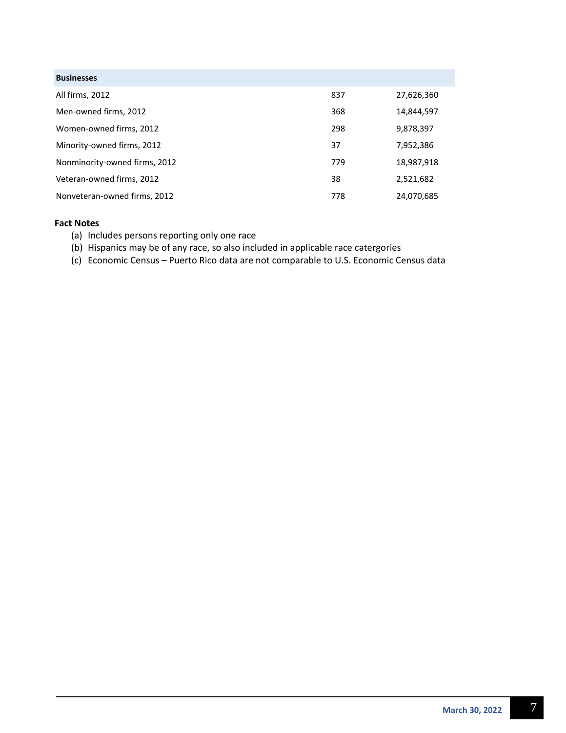| Businesses | | |
|---|---|---|
| All firms, 2012 | 837 | 27,626,360 |
| Men-owned firms, 2012 | 368 | 14,844,597 |
| Women-owned firms, 2012 | 298 | 9,878,397 |
| Minority-owned firms, 2012 | 37 | 7,952,386 |
| Nonminority-owned firms, 2012 | 779 | 18,987,918 |
| Veteran-owned firms, 2012 | 38 | 2,521,682 |
| Nonveteran-owned firms, 2012 | 778 | 24,070,685 |

**Fact Notes**

(a) Includes persons reporting only one race
(b) Hispanics may be of any race, so also included in applicable race catergories
(c) Economic Census – Puerto Rico data are not comparable to U.S. Economic Census data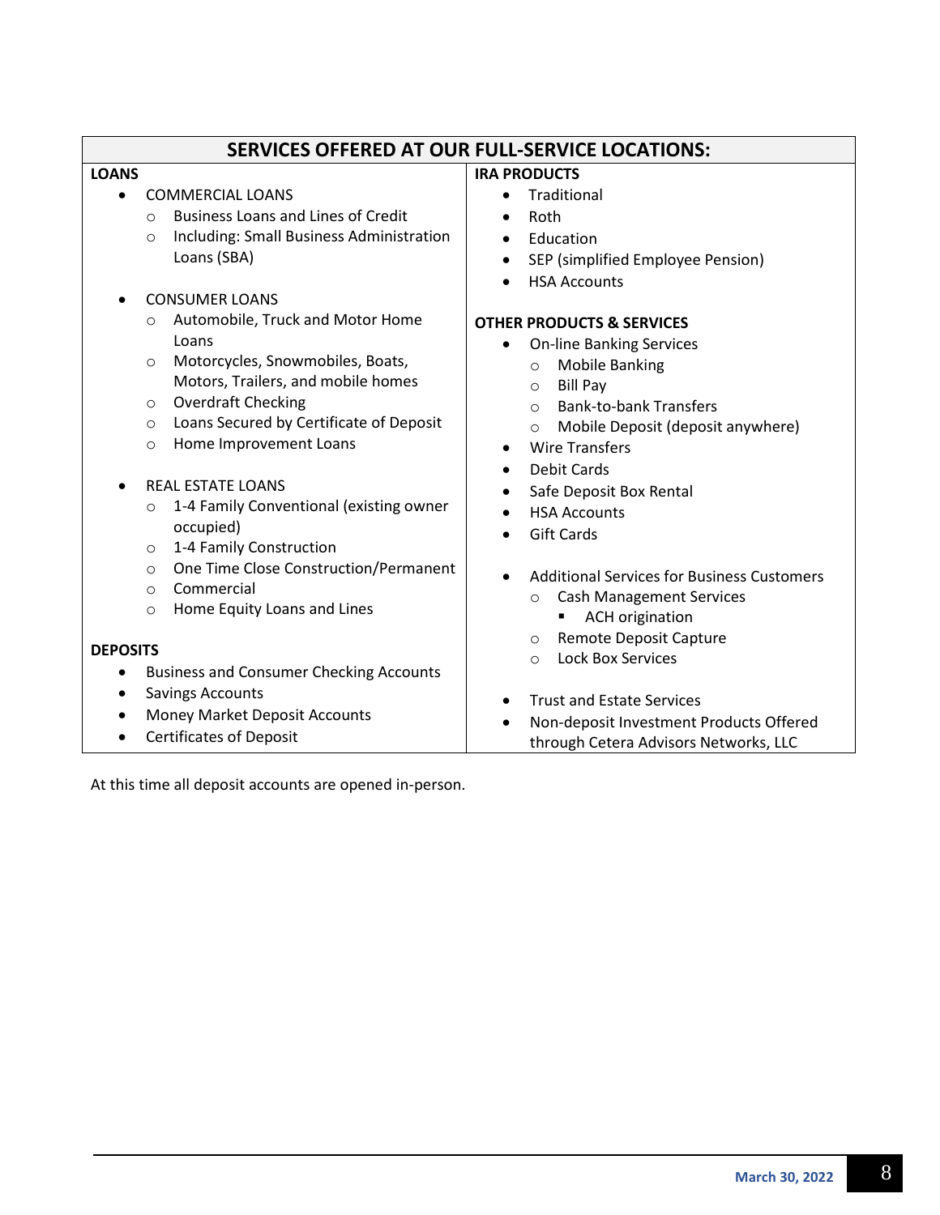## SERVICES OFFERED AT OUR FULL-SERVICE LOCATIONS:

**LOANS**

- COMMERCIAL LOANS
  - Business Loans and Lines of Credit
  - Including: Small Business Administration Loans (SBA)
- CONSUMER LOANS
  - Automobile, Truck and Motor Home Loans
  - Motorcycles, Snowmobiles, Boats, Motors, Trailers, and mobile homes
  - Overdraft Checking
  - Loans Secured by Certificate of Deposit
  - Home Improvement Loans
- REAL ESTATE LOANS
  - 1-4 Family Conventional (existing owner occupied)
  - 1-4 Family Construction
  - One Time Close Construction/Permanent
  - Commercial
  - Home Equity Loans and Lines

**DEPOSITS**

- Business and Consumer Checking Accounts
- Savings Accounts
- Money Market Deposit Accounts
- Certificates of Deposit

**IRA PRODUCTS**

- Traditional
- Roth
- Education
- SEP (simplified Employee Pension)
- HSA Accounts

**OTHER PRODUCTS & SERVICES**

- On-line Banking Services
  - Mobile Banking
  - Bill Pay
  - Bank-to-bank Transfers
  - Mobile Deposit (deposit anywhere)
- Wire Transfers
- Debit Cards
- Safe Deposit Box Rental
- HSA Accounts
- Gift Cards
- Additional Services for Business Customers
  - Cash Management Services
    - ACH origination
  - Remote Deposit Capture
  - Lock Box Services
- Trust and Estate Services
- Non-deposit Investment Products Offered through Cetera Advisors Networks, LLC

At this time all deposit accounts are opened in-person.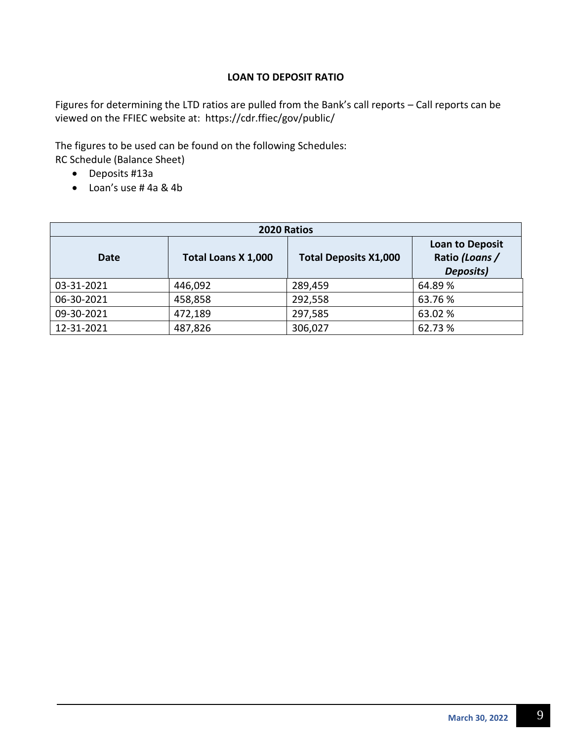**LOAN TO DEPOSIT RATIO**

Figures for determining the LTD ratios are pulled from the Bank's call reports – Call reports can be viewed on the FFIEC website at: https://cdr.ffiec/gov/public/

The figures to be used can be found on the following Schedules:
RC Schedule (Balance Sheet)

- Deposits #13a
- Loan's use # 4a & 4b

| 2020 Ratios | | | |
|---|---|---|---|
| **Date** | **Total Loans X 1,000** | **Total Deposits X1,000** | **Loan to Deposit Ratio *(Loans / Deposits)*** |
| 03-31-2021 | 446,092 | 289,459 | 64.89 % |
| 06-30-2021 | 458,858 | 292,558 | 63.76 % |
| 09-30-2021 | 472,189 | 297,585 | 63.02 % |
| 12-31-2021 | 487,826 | 306,027 | 62.73 % |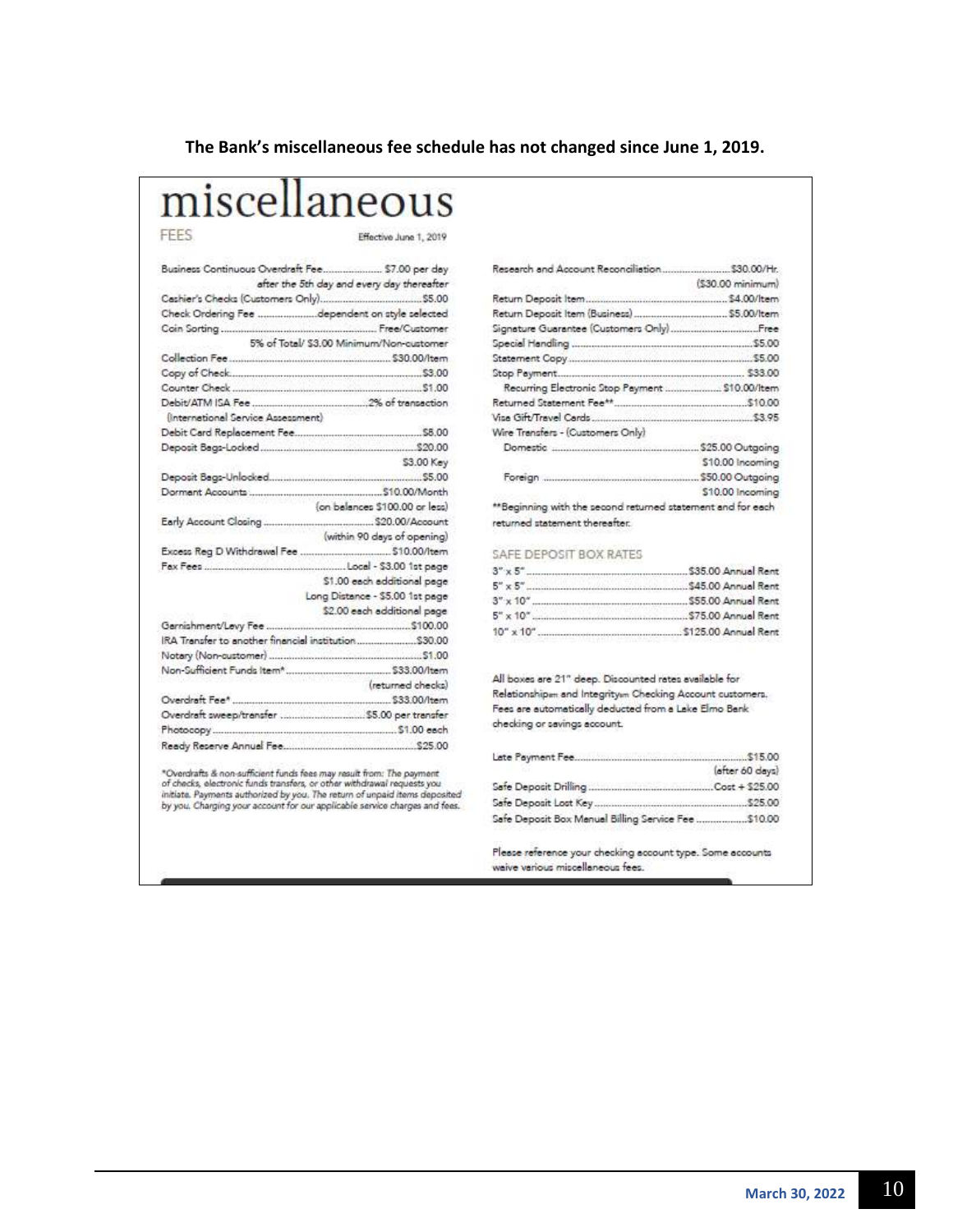**The Bank's miscellaneous fee schedule has not changed since June 1, 2019.**

# miscellaneous

FEES

Effective June 1, 2019

| Fee | Amount |
|---|---|
| Business Continuous Overdraft Fee | $7.00 per day after the 5th day and every day thereafter |
| Cashier's Checks (Customers Only) | $5.00 |
| Check Ordering Fee | dependent on style selected |
| Coin Sorting | Free/Customer; 5% of Total/ $3.00 Minimum/Non-customer |
| Collection Fee | $30.00/Item |
| Copy of Check | $3.00 |
| Counter Check | $1.00 |
| Debit/ATM ISA Fee (International Service Assessment) | 2% of transaction |
| Debit Card Replacement Fee | $8.00 |
| Deposit Bags-Locked | $20.00; $3.00 Key |
| Deposit Bags-Unlocked | $5.00 |
| Dormant Accounts | $10.00/Month (on balances $100.00 or less) |
| Early Account Closing | $20.00/Account (within 90 days of opening) |
| Excess Reg D Withdrawal Fee | $10.00/Item |
| Fax Fees | Local - $3.00 1st page; $1.00 each additional page; Long Distance - $5.00 1st page; $2.00 each additional page |
| Garnishment/Levy Fee | $100.00 |
| IRA Transfer to another financial institution | $30.00 |
| Notary (Non-customer) | $1.00 |
| Non-Sufficient Funds Item* | $33.00/Item (returned checks) |
| Overdraft Fee* | $33.00/Item |
| Overdraft sweep/transfer | $5.00 per transfer |
| Photocopy | $1.00 each |
| Ready Reserve Annual Fee | $25.00 |

*Overdrafts & non-sufficient funds fees may result from: The payment of checks, electronic funds transfers, or other withdrawal requests you initiate. Payments authorized by you. The return of unpaid items deposited by you. Charging your account for our applicable service charges and fees.

| Fee | Amount |
|---|---|
| Research and Account Reconciliation | $30.00/Hr. ($30.00 minimum) |
| Return Deposit Item | $4.00/Item |
| Return Deposit Item (Business) | $5.00/Item |
| Signature Guarantee (Customers Only) | Free |
| Special Handling | $5.00 |
| Statement Copy | $5.00 |
| Stop Payment | $33.00 |
| Recurring Electronic Stop Payment | $10.00/Item |
| Returned Statement Fee** | $10.00 |
| Visa Gift/Travel Cards | $3.95 |
| Wire Transfers - (Customers Only) Domestic | $25.00 Outgoing; $10.00 Incoming |
| Wire Transfers - (Customers Only) Foreign | $50.00 Outgoing; $10.00 Incoming |

**Beginning with the second returned statement and for each returned statement thereafter.

## SAFE DEPOSIT BOX RATES

| Size | Rate |
|---|---|
| 3" x 5" | $35.00 Annual Rent |
| 5" x 5" | $45.00 Annual Rent |
| 3" x 10" | $55.00 Annual Rent |
| 5" x 10" | $75.00 Annual Rent |
| 10" x 10" | $125.00 Annual Rent |

All boxes are 21" deep. Discounted rates available for Relationship℠ and Integrity℠ Checking Account customers. Fees are automatically deducted from a Lake Elmo Bank checking or savings account.

| Fee | Amount |
|---|---|
| Late Payment Fee | $15.00 (after 60 days) |
| Safe Deposit Drilling | Cost + $25.00 |
| Safe Deposit Lost Key | $25.00 |
| Safe Deposit Box Manual Billing Service Fee | $10.00 |

Please reference your checking account type. Some accounts waive various miscellaneous fees.

March 30, 2022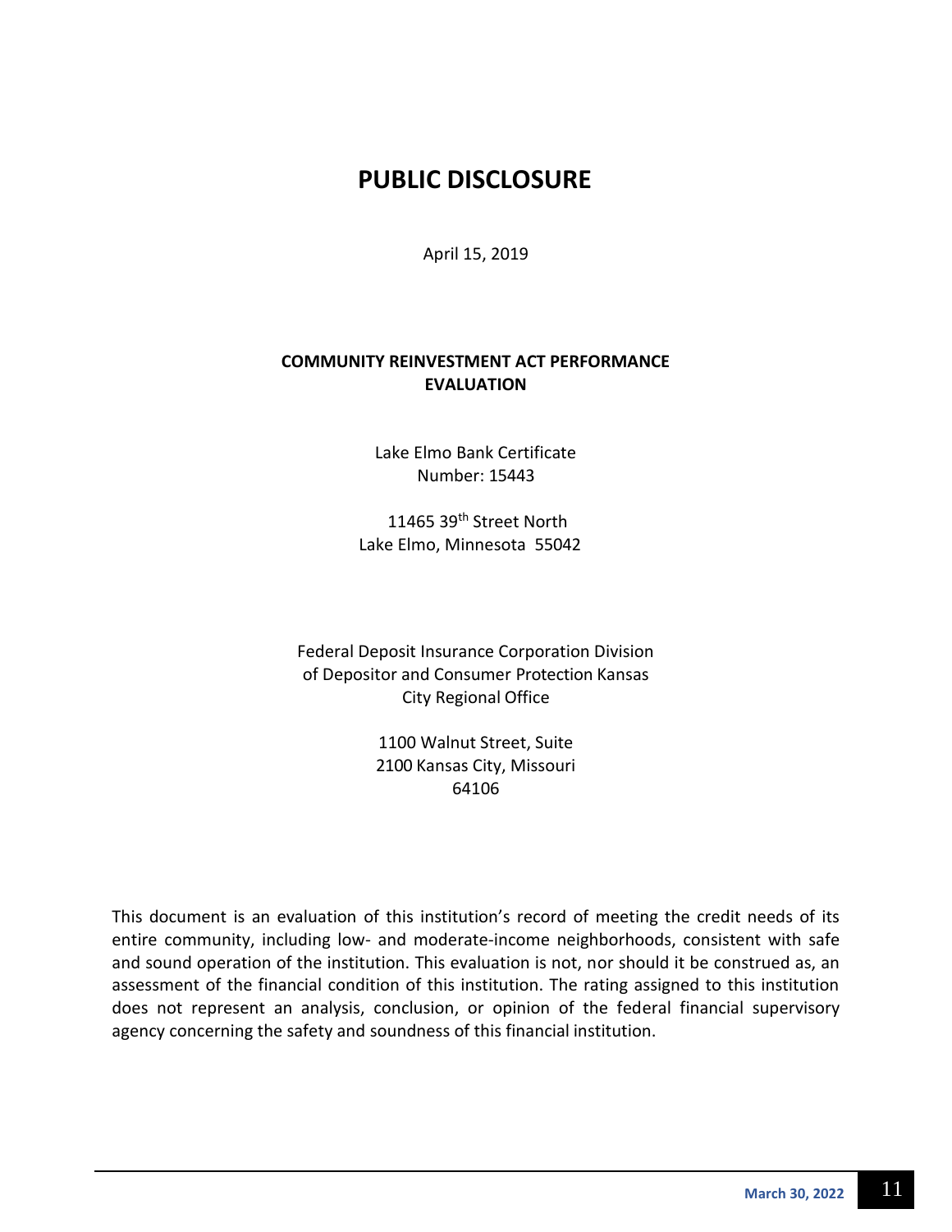# PUBLIC DISCLOSURE

April 15, 2019

**COMMUNITY REINVESTMENT ACT PERFORMANCE EVALUATION**

Lake Elmo Bank Certificate Number: 15443

11465 39th Street North
Lake Elmo, Minnesota 55042

Federal Deposit Insurance Corporation Division of Depositor and Consumer Protection Kansas City Regional Office

1100 Walnut Street, Suite 2100 Kansas City, Missouri 64106

This document is an evaluation of this institution's record of meeting the credit needs of its entire community, including low- and moderate-income neighborhoods, consistent with safe and sound operation of the institution. This evaluation is not, nor should it be construed as, an assessment of the financial condition of this institution. The rating assigned to this institution does not represent an analysis, conclusion, or opinion of the federal financial supervisory agency concerning the safety and soundness of this financial institution.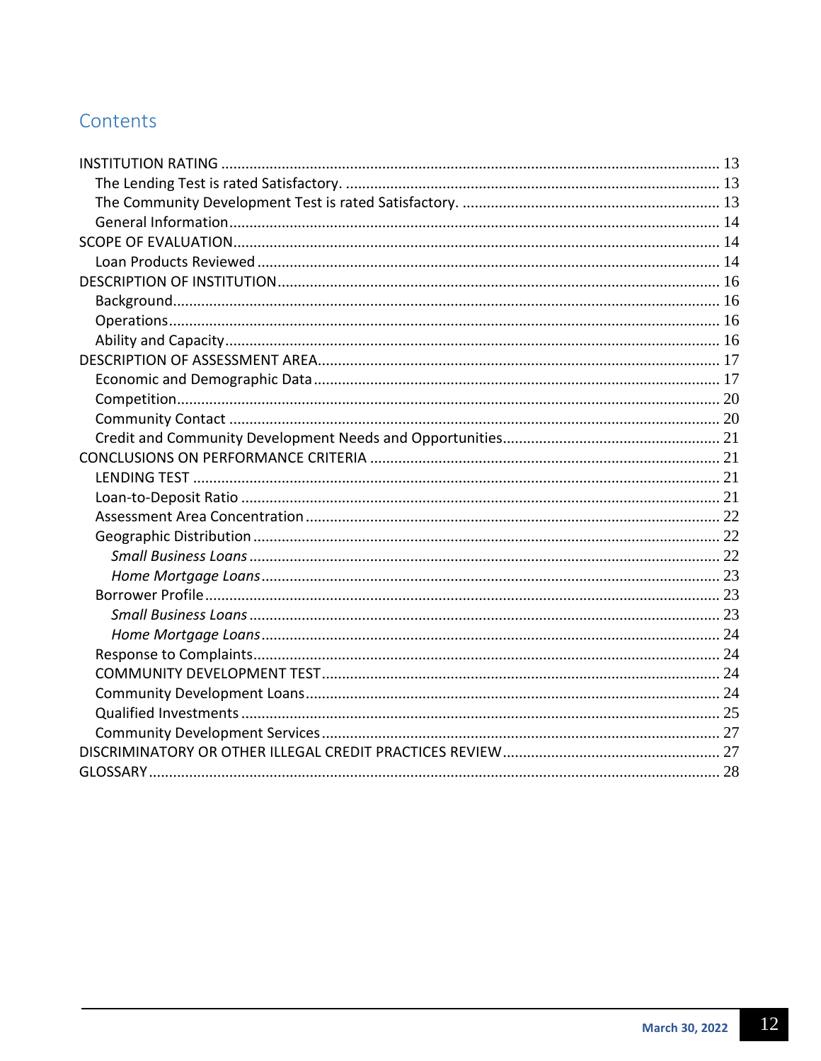## Contents

- INSTITUTION RATING ... 13
  - The Lending Test is rated Satisfactory. ... 13
  - The Community Development Test is rated Satisfactory. ... 13
  - General Information ... 14
- SCOPE OF EVALUATION ... 14
  - Loan Products Reviewed ... 14
- DESCRIPTION OF INSTITUTION ... 16
  - Background ... 16
  - Operations ... 16
  - Ability and Capacity ... 16
- DESCRIPTION OF ASSESSMENT AREA ... 17
  - Economic and Demographic Data ... 17
  - Competition ... 20
  - Community Contact ... 20
  - Credit and Community Development Needs and Opportunities ... 21
- CONCLUSIONS ON PERFORMANCE CRITERIA ... 21
  - LENDING TEST ... 21
  - Loan-to-Deposit Ratio ... 21
  - Assessment Area Concentration ... 22
  - Geographic Distribution ... 22
    - *Small Business Loans* ... 22
    - *Home Mortgage Loans* ... 23
  - Borrower Profile ... 23
    - *Small Business Loans* ... 23
    - *Home Mortgage Loans* ... 24
  - Response to Complaints ... 24
  - COMMUNITY DEVELOPMENT TEST ... 24
  - Community Development Loans ... 24
  - Qualified Investments ... 25
  - Community Development Services ... 27
- DISCRIMINATORY OR OTHER ILLEGAL CREDIT PRACTICES REVIEW ... 27
- GLOSSARY ... 28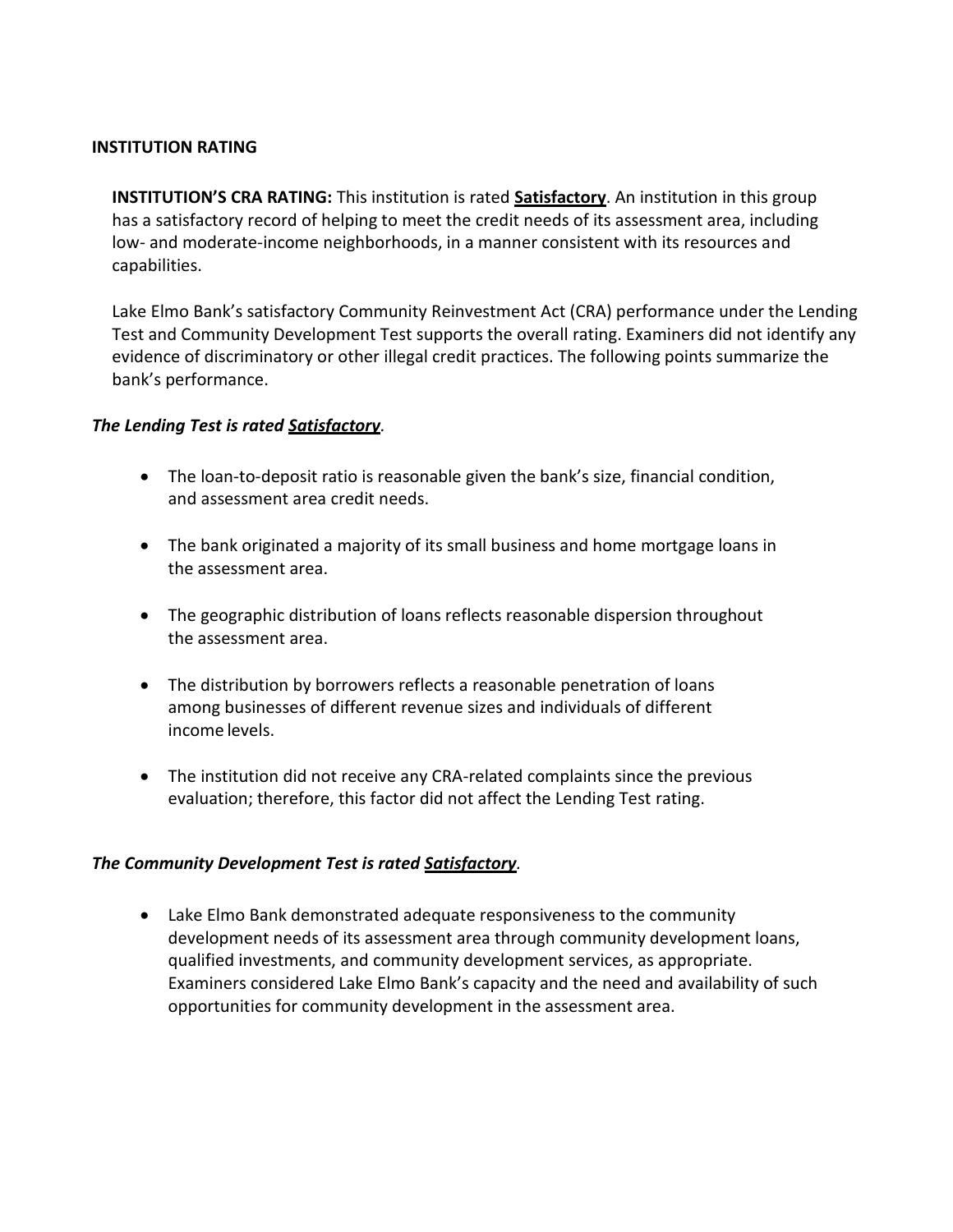## INSTITUTION RATING

**INSTITUTION'S CRA RATING:** This institution is rated **Satisfactory**. An institution in this group has a satisfactory record of helping to meet the credit needs of its assessment area, including low- and moderate-income neighborhoods, in a manner consistent with its resources and capabilities.

Lake Elmo Bank's satisfactory Community Reinvestment Act (CRA) performance under the Lending Test and Community Development Test supports the overall rating. Examiners did not identify any evidence of discriminatory or other illegal credit practices. The following points summarize the bank's performance.

***The Lending Test is rated Satisfactory.***

- The loan-to-deposit ratio is reasonable given the bank's size, financial condition, and assessment area credit needs.
- The bank originated a majority of its small business and home mortgage loans in the assessment area.
- The geographic distribution of loans reflects reasonable dispersion throughout the assessment area.
- The distribution by borrowers reflects a reasonable penetration of loans among businesses of different revenue sizes and individuals of different income levels.
- The institution did not receive any CRA-related complaints since the previous evaluation; therefore, this factor did not affect the Lending Test rating.

***The Community Development Test is rated Satisfactory.***

- Lake Elmo Bank demonstrated adequate responsiveness to the community development needs of its assessment area through community development loans, qualified investments, and community development services, as appropriate. Examiners considered Lake Elmo Bank's capacity and the need and availability of such opportunities for community development in the assessment area.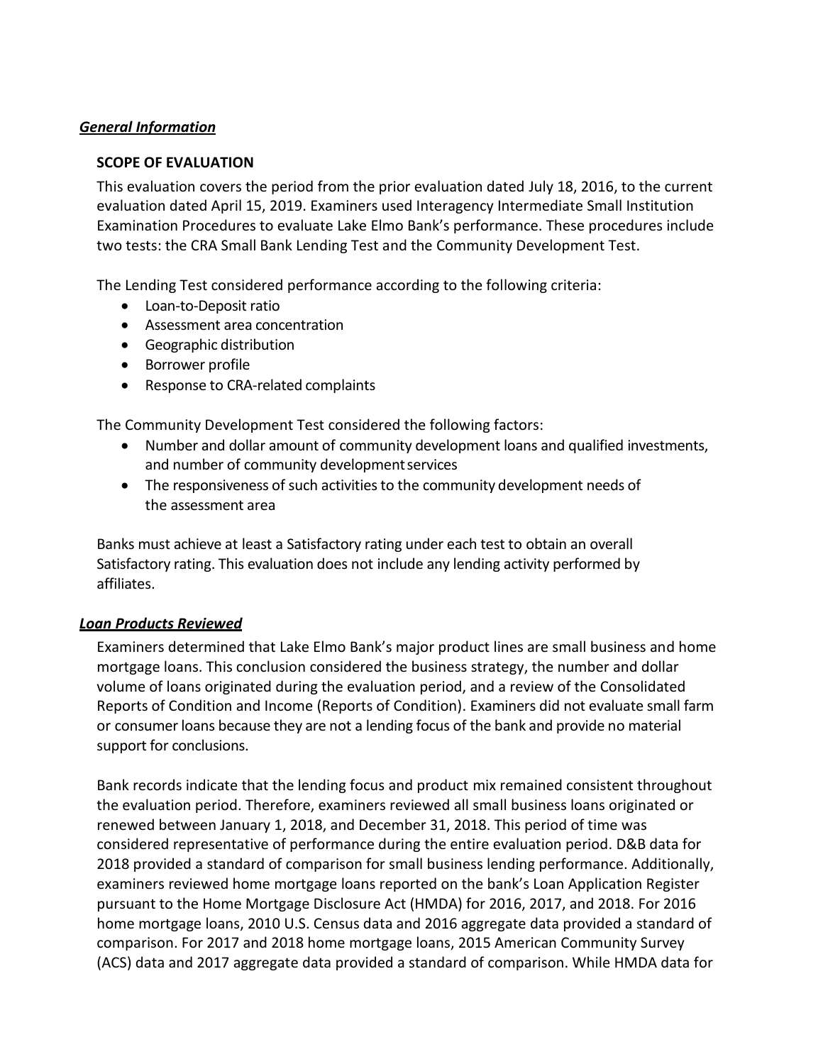## *General Information*

### SCOPE OF EVALUATION

This evaluation covers the period from the prior evaluation dated July 18, 2016, to the current evaluation dated April 15, 2019. Examiners used Interagency Intermediate Small Institution Examination Procedures to evaluate Lake Elmo Bank's performance. These procedures include two tests: the CRA Small Bank Lending Test and the Community Development Test.

The Lending Test considered performance according to the following criteria:

- Loan-to-Deposit ratio
- Assessment area concentration
- Geographic distribution
- Borrower profile
- Response to CRA-related complaints

The Community Development Test considered the following factors:

- Number and dollar amount of community development loans and qualified investments, and number of community development services
- The responsiveness of such activities to the community development needs of the assessment area

Banks must achieve at least a Satisfactory rating under each test to obtain an overall Satisfactory rating. This evaluation does not include any lending activity performed by affiliates.

## *Loan Products Reviewed*

Examiners determined that Lake Elmo Bank's major product lines are small business and home mortgage loans. This conclusion considered the business strategy, the number and dollar volume of loans originated during the evaluation period, and a review of the Consolidated Reports of Condition and Income (Reports of Condition). Examiners did not evaluate small farm or consumer loans because they are not a lending focus of the bank and provide no material support for conclusions.

Bank records indicate that the lending focus and product mix remained consistent throughout the evaluation period. Therefore, examiners reviewed all small business loans originated or renewed between January 1, 2018, and December 31, 2018. This period of time was considered representative of performance during the entire evaluation period. D&B data for 2018 provided a standard of comparison for small business lending performance. Additionally, examiners reviewed home mortgage loans reported on the bank's Loan Application Register pursuant to the Home Mortgage Disclosure Act (HMDA) for 2016, 2017, and 2018. For 2016 home mortgage loans, 2010 U.S. Census data and 2016 aggregate data provided a standard of comparison. For 2017 and 2018 home mortgage loans, 2015 American Community Survey (ACS) data and 2017 aggregate data provided a standard of comparison. While HMDA data for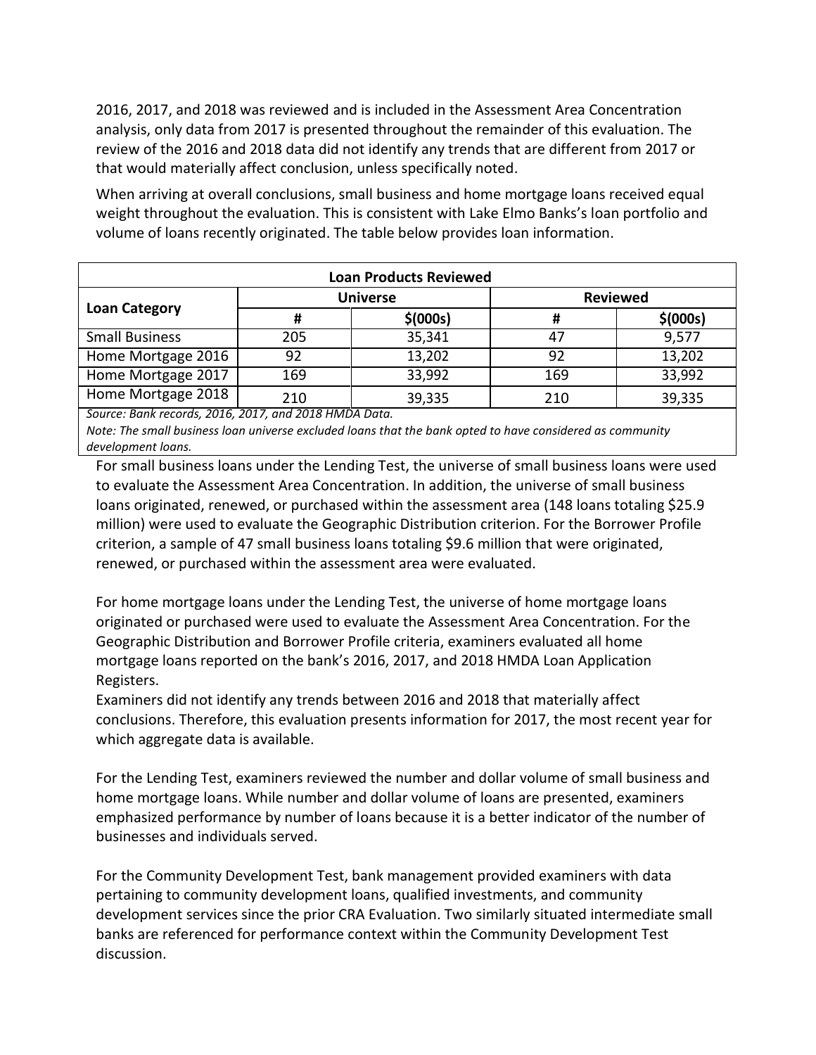2016, 2017, and 2018 was reviewed and is included in the Assessment Area Concentration analysis, only data from 2017 is presented throughout the remainder of this evaluation. The review of the 2016 and 2018 data did not identify any trends that are different from 2017 or that would materially affect conclusion, unless specifically noted.

When arriving at overall conclusions, small business and home mortgage loans received equal weight throughout the evaluation. This is consistent with Lake Elmo Banks's loan portfolio and volume of loans recently originated. The table below provides loan information.

| Loan Products Reviewed | | | | |
|---|---|---|---|---|
| **Loan Category** | **Universe** | | **Reviewed** | |
| | **#** | **$(000s)** | **#** | **$(000s)** |
| Small Business | 205 | 35,341 | 47 | 9,577 |
| Home Mortgage 2016 | 92 | 13,202 | 92 | 13,202 |
| Home Mortgage 2017 | 169 | 33,992 | 169 | 33,992 |
| Home Mortgage 2018 | 210 | 39,335 | 210 | 39,335 |

*Source: Bank records, 2016, 2017, and 2018 HMDA Data.*
*Note: The small business loan universe excluded loans that the bank opted to have considered as community development loans.*

For small business loans under the Lending Test, the universe of small business loans were used to evaluate the Assessment Area Concentration. In addition, the universe of small business loans originated, renewed, or purchased within the assessment area (148 loans totaling $25.9 million) were used to evaluate the Geographic Distribution criterion. For the Borrower Profile criterion, a sample of 47 small business loans totaling $9.6 million that were originated, renewed, or purchased within the assessment area were evaluated.

For home mortgage loans under the Lending Test, the universe of home mortgage loans originated or purchased were used to evaluate the Assessment Area Concentration. For the Geographic Distribution and Borrower Profile criteria, examiners evaluated all home mortgage loans reported on the bank's 2016, 2017, and 2018 HMDA Loan Application Registers.

Examiners did not identify any trends between 2016 and 2018 that materially affect conclusions. Therefore, this evaluation presents information for 2017, the most recent year for which aggregate data is available.

For the Lending Test, examiners reviewed the number and dollar volume of small business and home mortgage loans. While number and dollar volume of loans are presented, examiners emphasized performance by number of loans because it is a better indicator of the number of businesses and individuals served.

For the Community Development Test, bank management provided examiners with data pertaining to community development loans, qualified investments, and community development services since the prior CRA Evaluation. Two similarly situated intermediate small banks are referenced for performance context within the Community Development Test discussion.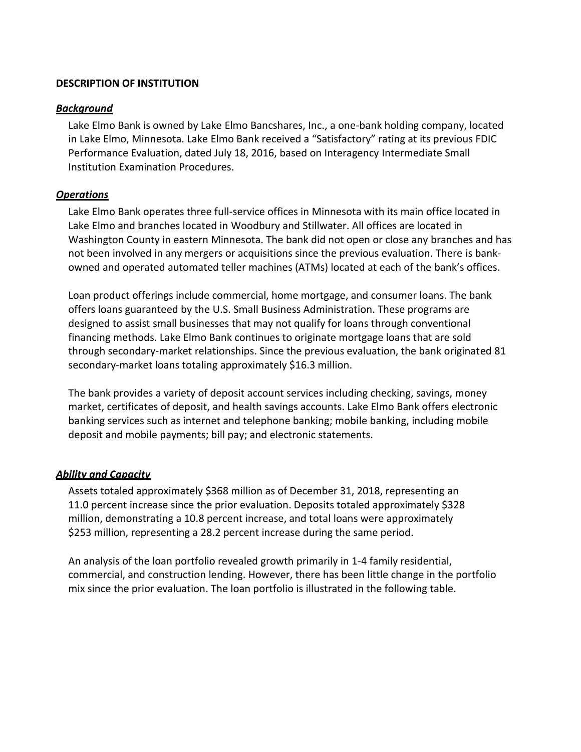## DESCRIPTION OF INSTITUTION

### ***Background***

Lake Elmo Bank is owned by Lake Elmo Bancshares, Inc., a one-bank holding company, located in Lake Elmo, Minnesota. Lake Elmo Bank received a "Satisfactory" rating at its previous FDIC Performance Evaluation, dated July 18, 2016, based on Interagency Intermediate Small Institution Examination Procedures.

### ***Operations***

Lake Elmo Bank operates three full-service offices in Minnesota with its main office located in Lake Elmo and branches located in Woodbury and Stillwater. All offices are located in Washington County in eastern Minnesota. The bank did not open or close any branches and has not been involved in any mergers or acquisitions since the previous evaluation. There is bank-owned and operated automated teller machines (ATMs) located at each of the bank's offices.

Loan product offerings include commercial, home mortgage, and consumer loans. The bank offers loans guaranteed by the U.S. Small Business Administration. These programs are designed to assist small businesses that may not qualify for loans through conventional financing methods. Lake Elmo Bank continues to originate mortgage loans that are sold through secondary-market relationships. Since the previous evaluation, the bank originated 81 secondary-market loans totaling approximately $16.3 million.

The bank provides a variety of deposit account services including checking, savings, money market, certificates of deposit, and health savings accounts. Lake Elmo Bank offers electronic banking services such as internet and telephone banking; mobile banking, including mobile deposit and mobile payments; bill pay; and electronic statements.

### ***Ability and Capacity***

Assets totaled approximately $368 million as of December 31, 2018, representing an 11.0 percent increase since the prior evaluation. Deposits totaled approximately $328 million, demonstrating a 10.8 percent increase, and total loans were approximately $253 million, representing a 28.2 percent increase during the same period.

An analysis of the loan portfolio revealed growth primarily in 1-4 family residential, commercial, and construction lending. However, there has been little change in the portfolio mix since the prior evaluation. The loan portfolio is illustrated in the following table.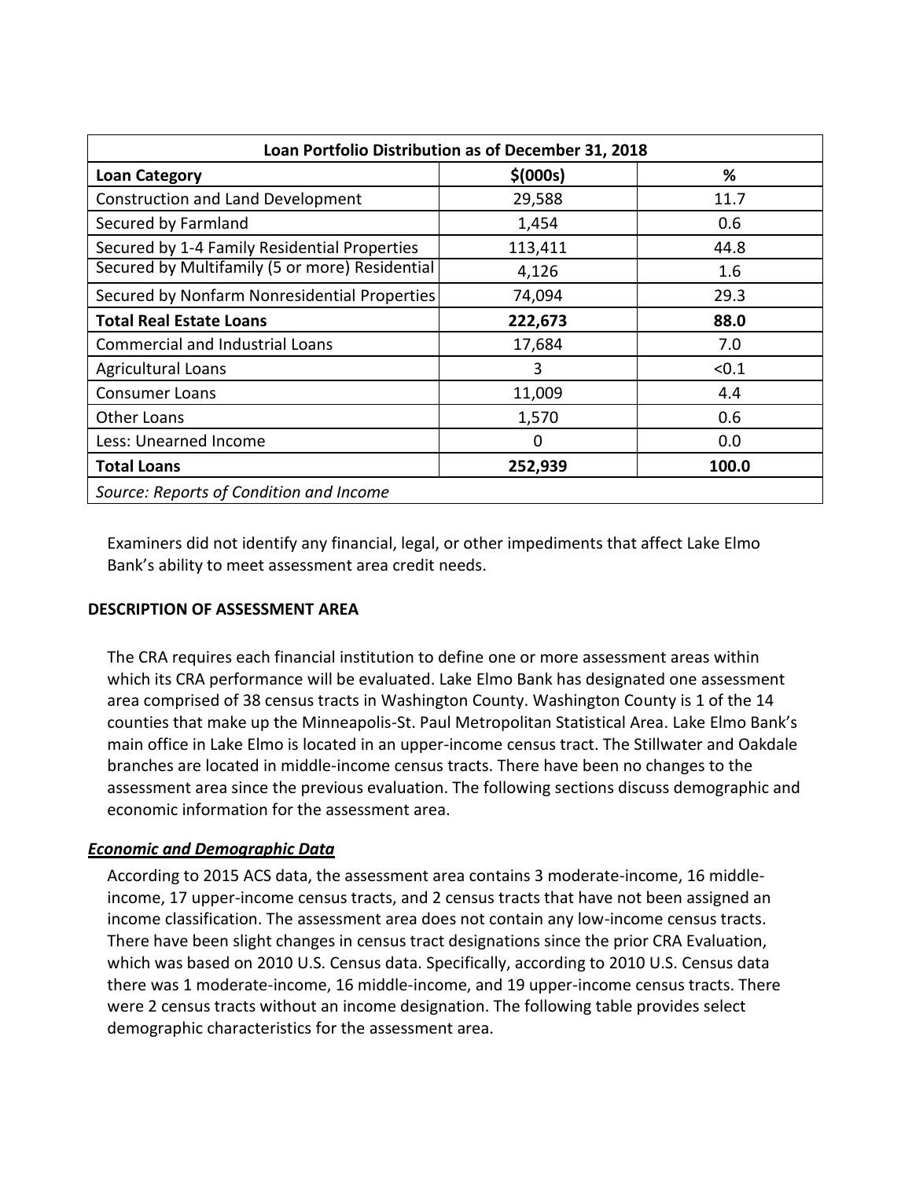| Loan Portfolio Distribution as of December 31, 2018 | | |
|---|---|---|
| **Loan Category** | **$(000s)** | **%** |
| Construction and Land Development | 29,588 | 11.7 |
| Secured by Farmland | 1,454 | 0.6 |
| Secured by 1-4 Family Residential Properties | 113,411 | 44.8 |
| Secured by Multifamily (5 or more) Residential | 4,126 | 1.6 |
| Secured by Nonfarm Nonresidential Properties | 74,094 | 29.3 |
| **Total Real Estate Loans** | **222,673** | **88.0** |
| Commercial and Industrial Loans | 17,684 | 7.0 |
| Agricultural Loans | 3 | <0.1 |
| Consumer Loans | 11,009 | 4.4 |
| Other Loans | 1,570 | 0.6 |
| Less: Unearned Income | 0 | 0.0 |
| **Total Loans** | **252,939** | **100.0** |
| *Source: Reports of Condition and Income* | | |

Examiners did not identify any financial, legal, or other impediments that affect Lake Elmo Bank's ability to meet assessment area credit needs.

**DESCRIPTION OF ASSESSMENT AREA**

The CRA requires each financial institution to define one or more assessment areas within which its CRA performance will be evaluated. Lake Elmo Bank has designated one assessment area comprised of 38 census tracts in Washington County. Washington County is 1 of the 14 counties that make up the Minneapolis-St. Paul Metropolitan Statistical Area. Lake Elmo Bank's main office in Lake Elmo is located in an upper-income census tract. The Stillwater and Oakdale branches are located in middle-income census tracts. There have been no changes to the assessment area since the previous evaluation. The following sections discuss demographic and economic information for the assessment area.

***Economic and Demographic Data***

According to 2015 ACS data, the assessment area contains 3 moderate-income, 16 middle-income, 17 upper-income census tracts, and 2 census tracts that have not been assigned an income classification. The assessment area does not contain any low-income census tracts. There have been slight changes in census tract designations since the prior CRA Evaluation, which was based on 2010 U.S. Census data. Specifically, according to 2010 U.S. Census data there was 1 moderate-income, 16 middle-income, and 19 upper-income census tracts. There were 2 census tracts without an income designation. The following table provides select demographic characteristics for the assessment area.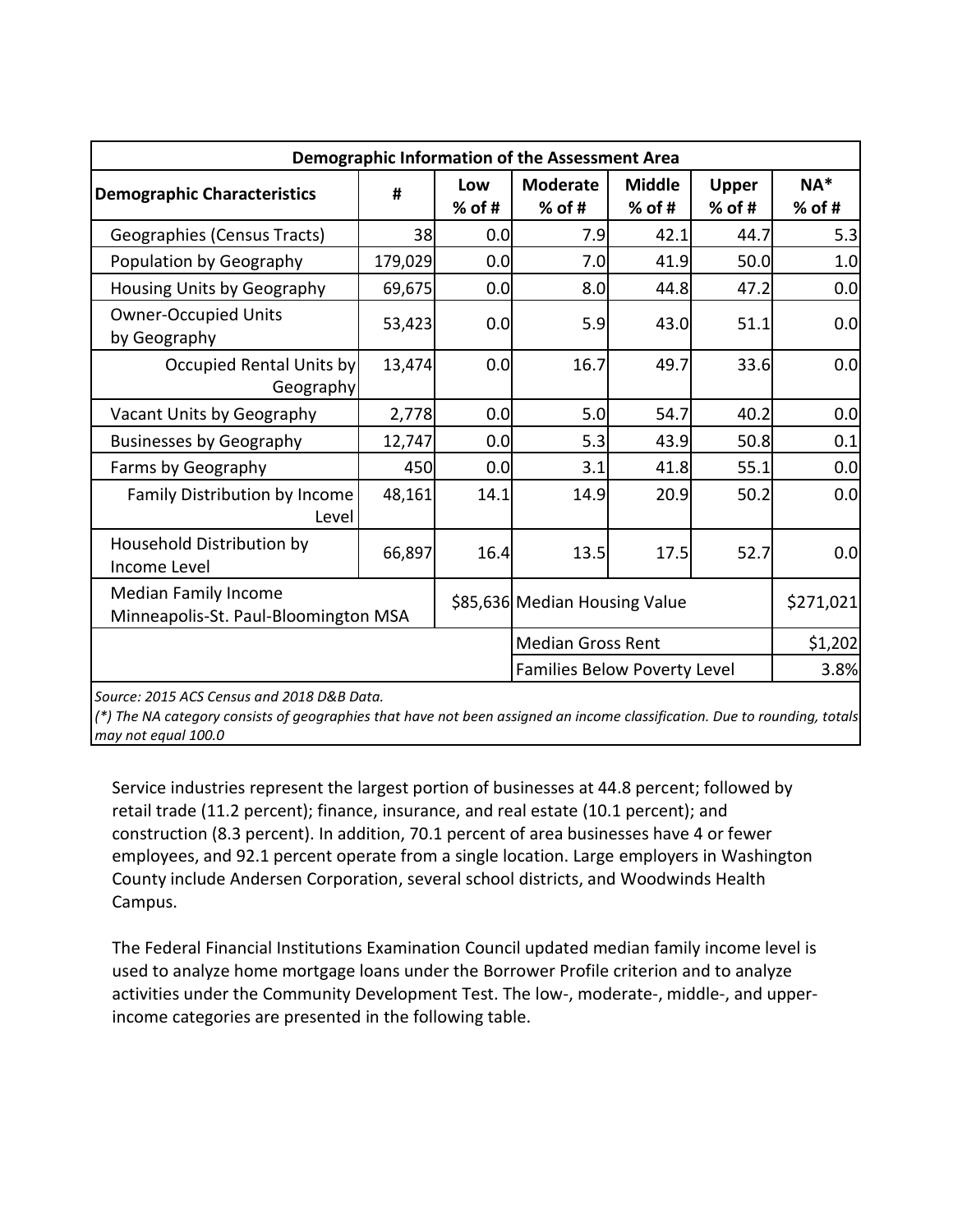| Demographic Information of the Assessment Area | | | | | | |
|---|---|---|---|---|---|---|
| **Demographic Characteristics** | **#** | **Low % of #** | **Moderate % of #** | **Middle % of #** | **Upper % of #** | **NA* % of #** |
| Geographies (Census Tracts) | 38 | 0.0 | 7.9 | 42.1 | 44.7 | 5.3 |
| Population by Geography | 179,029 | 0.0 | 7.0 | 41.9 | 50.0 | 1.0 |
| Housing Units by Geography | 69,675 | 0.0 | 8.0 | 44.8 | 47.2 | 0.0 |
| Owner-Occupied Units by Geography | 53,423 | 0.0 | 5.9 | 43.0 | 51.1 | 0.0 |
| Occupied Rental Units by Geography | 13,474 | 0.0 | 16.7 | 49.7 | 33.6 | 0.0 |
| Vacant Units by Geography | 2,778 | 0.0 | 5.0 | 54.7 | 40.2 | 0.0 |
| Businesses by Geography | 12,747 | 0.0 | 5.3 | 43.9 | 50.8 | 0.1 |
| Farms by Geography | 450 | 0.0 | 3.1 | 41.8 | 55.1 | 0.0 |
| Family Distribution by Income Level | 48,161 | 14.1 | 14.9 | 20.9 | 50.2 | 0.0 |
| Household Distribution by Income Level | 66,897 | 16.4 | 13.5 | 17.5 | 52.7 | 0.0 |
| Median Family Income Minneapolis-St. Paul-Bloomington MSA | | $85,636 | Median Housing Value | | | $271,021 |
| | | | Median Gross Rent | | | $1,202 |
| | | | Families Below Poverty Level | | | 3.8% |

*Source: 2015 ACS Census and 2018 D&B Data.*
*(*) The NA category consists of geographies that have not been assigned an income classification. Due to rounding, totals may not equal 100.0*

Service industries represent the largest portion of businesses at 44.8 percent; followed by retail trade (11.2 percent); finance, insurance, and real estate (10.1 percent); and construction (8.3 percent). In addition, 70.1 percent of area businesses have 4 or fewer employees, and 92.1 percent operate from a single location. Large employers in Washington County include Andersen Corporation, several school districts, and Woodwinds Health Campus.

The Federal Financial Institutions Examination Council updated median family income level is used to analyze home mortgage loans under the Borrower Profile criterion and to analyze activities under the Community Development Test. The low-, moderate-, middle-, and upper-income categories are presented in the following table.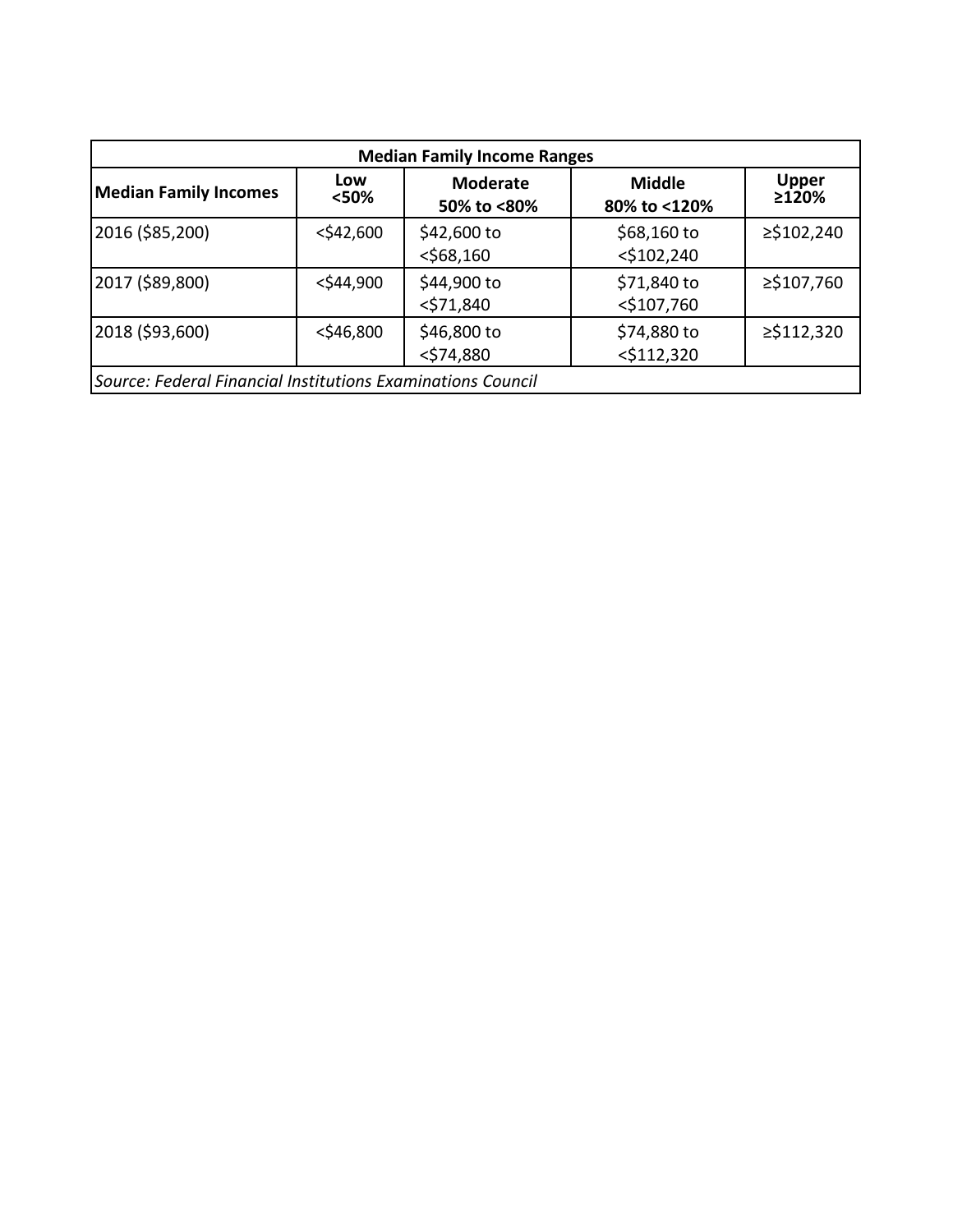| Median Family Income Ranges | | | | |
|---|---|---|---|---|
| **Median Family Incomes** | **Low <50%** | **Moderate 50% to <80%** | **Middle 80% to <120%** | **Upper ≥120%** |
| 2016 ($85,200) | <$42,600 | $42,600 to <$68,160 | $68,160 to <$102,240 | ≥$102,240 |
| 2017 ($89,800) | <$44,900 | $44,900 to <$71,840 | $71,840 to <$107,760 | ≥$107,760 |
| 2018 ($93,600) | <$46,800 | $46,800 to <$74,880 | $74,880 to <$112,320 | ≥$112,320 |

*Source: Federal Financial Institutions Examinations Council*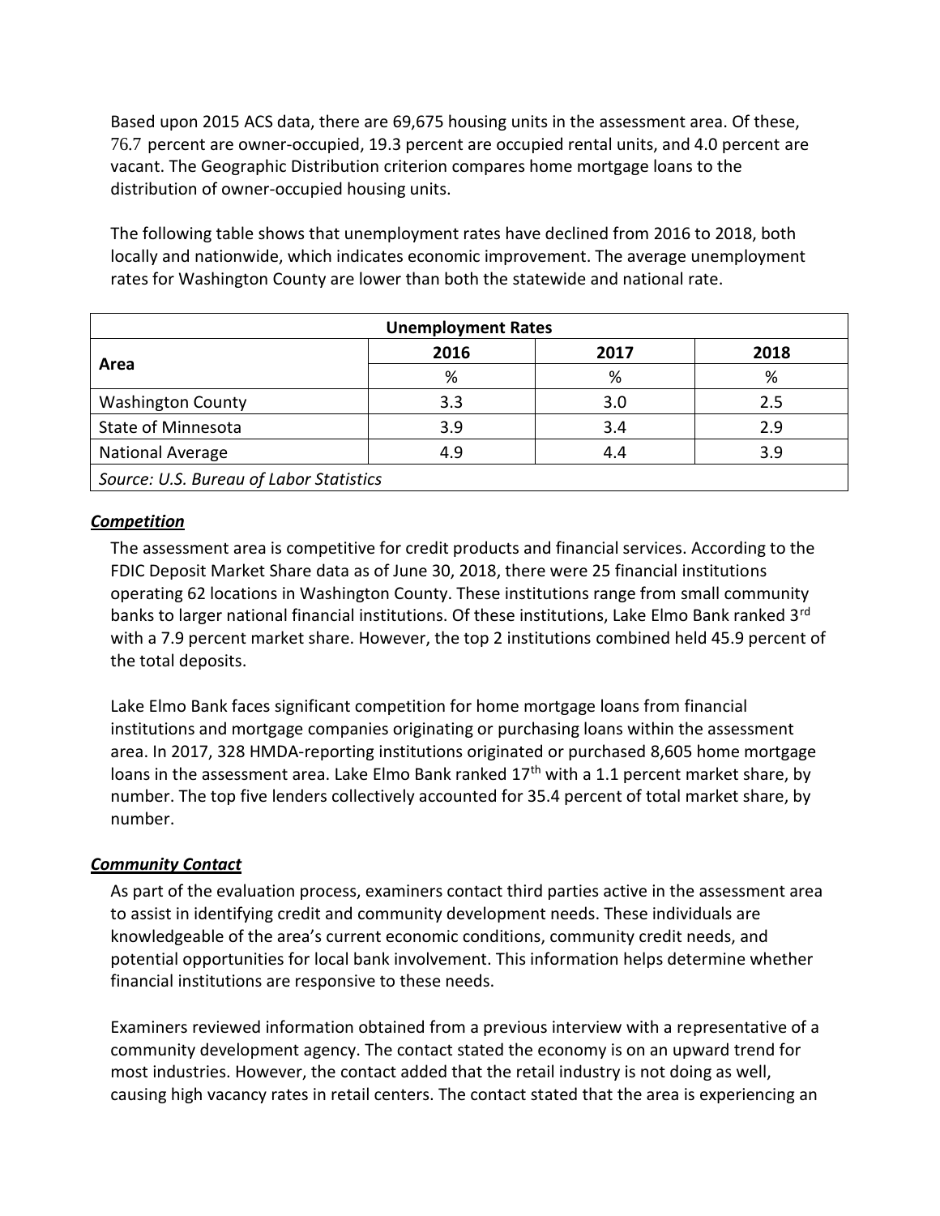Based upon 2015 ACS data, there are 69,675 housing units in the assessment area. Of these, 76.7 percent are owner-occupied, 19.3 percent are occupied rental units, and 4.0 percent are vacant. The Geographic Distribution criterion compares home mortgage loans to the distribution of owner-occupied housing units.

The following table shows that unemployment rates have declined from 2016 to 2018, both locally and nationwide, which indicates economic improvement. The average unemployment rates for Washington County are lower than both the statewide and national rate.

| Unemployment Rates | | | |
|---|---|---|---|
| Area | 2016 | 2017 | 2018 |
| | % | % | % |
| Washington County | 3.3 | 3.0 | 2.5 |
| State of Minnesota | 3.9 | 3.4 | 2.9 |
| National Average | 4.9 | 4.4 | 3.9 |
| *Source: U.S. Bureau of Labor Statistics* | | | |

***Competition***

The assessment area is competitive for credit products and financial services. According to the FDIC Deposit Market Share data as of June 30, 2018, there were 25 financial institutions operating 62 locations in Washington County. These institutions range from small community banks to larger national financial institutions. Of these institutions, Lake Elmo Bank ranked 3rd with a 7.9 percent market share. However, the top 2 institutions combined held 45.9 percent of the total deposits.

Lake Elmo Bank faces significant competition for home mortgage loans from financial institutions and mortgage companies originating or purchasing loans within the assessment area. In 2017, 328 HMDA-reporting institutions originated or purchased 8,605 home mortgage loans in the assessment area. Lake Elmo Bank ranked 17th with a 1.1 percent market share, by number. The top five lenders collectively accounted for 35.4 percent of total market share, by number.

***Community Contact***

As part of the evaluation process, examiners contact third parties active in the assessment area to assist in identifying credit and community development needs. These individuals are knowledgeable of the area's current economic conditions, community credit needs, and potential opportunities for local bank involvement. This information helps determine whether financial institutions are responsive to these needs.

Examiners reviewed information obtained from a previous interview with a representative of a community development agency. The contact stated the economy is on an upward trend for most industries. However, the contact added that the retail industry is not doing as well, causing high vacancy rates in retail centers. The contact stated that the area is experiencing an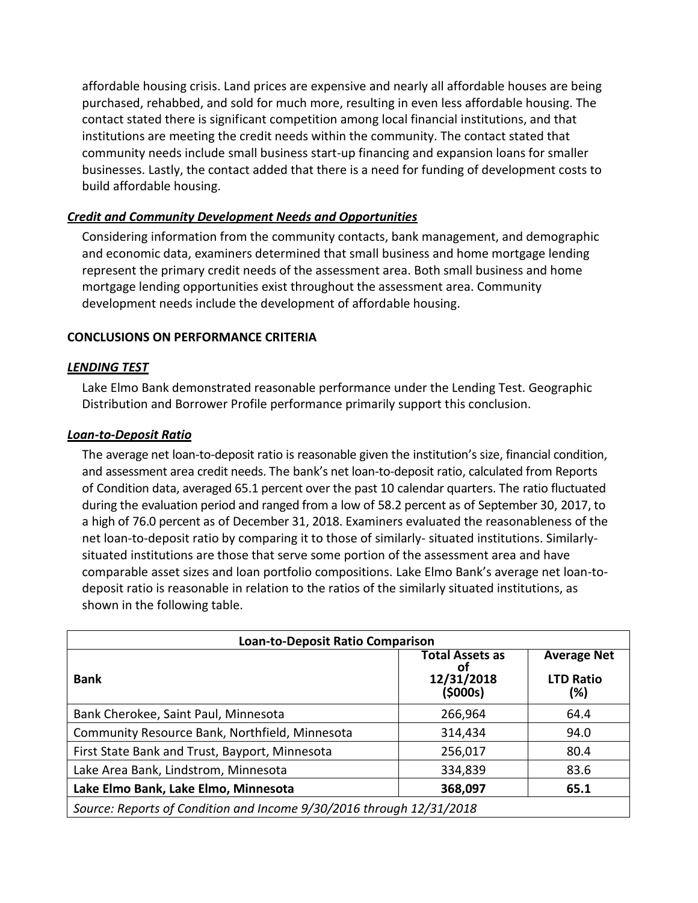affordable housing crisis. Land prices are expensive and nearly all affordable houses are being purchased, rehabbed, and sold for much more, resulting in even less affordable housing. The contact stated there is significant competition among local financial institutions, and that institutions are meeting the credit needs within the community. The contact stated that community needs include small business start-up financing and expansion loans for smaller businesses. Lastly, the contact added that there is a need for funding of development costs to build affordable housing.

### ***Credit and Community Development Needs and Opportunities***

Considering information from the community contacts, bank management, and demographic and economic data, examiners determined that small business and home mortgage lending represent the primary credit needs of the assessment area. Both small business and home mortgage lending opportunities exist throughout the assessment area. Community development needs include the development of affordable housing.

## CONCLUSIONS ON PERFORMANCE CRITERIA

### ***LENDING TEST***

Lake Elmo Bank demonstrated reasonable performance under the Lending Test. Geographic Distribution and Borrower Profile performance primarily support this conclusion.

### ***Loan-to-Deposit Ratio***

The average net loan-to-deposit ratio is reasonable given the institution's size, financial condition, and assessment area credit needs. The bank's net loan-to-deposit ratio, calculated from Reports of Condition data, averaged 65.1 percent over the past 10 calendar quarters. The ratio fluctuated during the evaluation period and ranged from a low of 58.2 percent as of September 30, 2017, to a high of 76.0 percent as of December 31, 2018. Examiners evaluated the reasonableness of the net loan-to-deposit ratio by comparing it to those of similarly- situated institutions. Similarly-situated institutions are those that serve some portion of the assessment area and have comparable asset sizes and loan portfolio compositions. Lake Elmo Bank's average net loan-to-deposit ratio is reasonable in relation to the ratios of the similarly situated institutions, as shown in the following table.

| Loan-to-Deposit Ratio Comparison | | |
|---|---|---|
| **Bank** | **Total Assets as of 12/31/2018 ($000s)** | **Average Net LTD Ratio (%)** |
| Bank Cherokee, Saint Paul, Minnesota | 266,964 | 64.4 |
| Community Resource Bank, Northfield, Minnesota | 314,434 | 94.0 |
| First State Bank and Trust, Bayport, Minnesota | 256,017 | 80.4 |
| Lake Area Bank, Lindstrom, Minnesota | 334,839 | 83.6 |
| **Lake Elmo Bank, Lake Elmo, Minnesota** | **368,097** | **65.1** |
| *Source: Reports of Condition and Income 9/30/2016 through 12/31/2018* | | |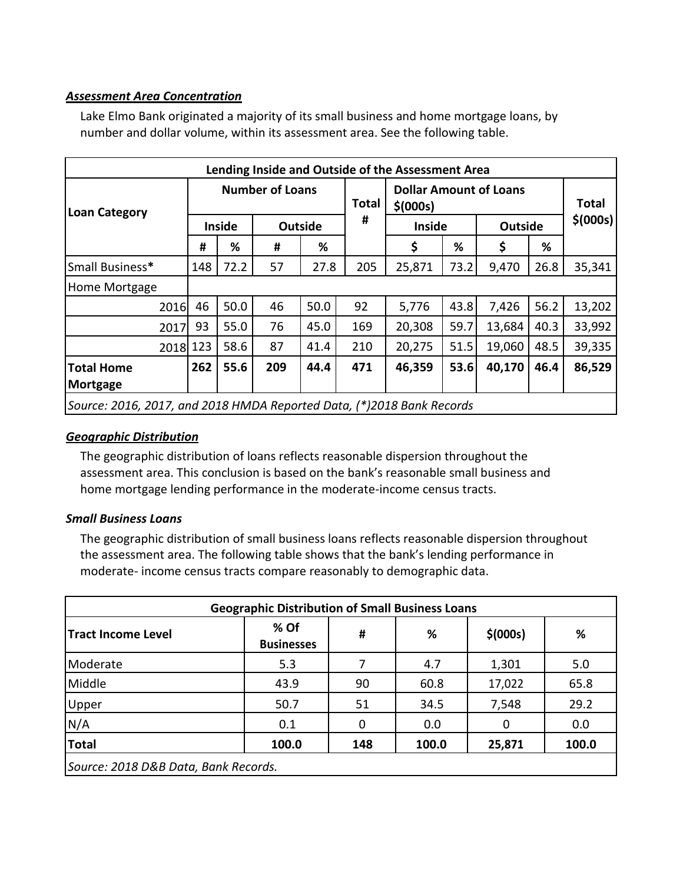***Assessment Area Concentration***

Lake Elmo Bank originated a majority of its small business and home mortgage loans, by number and dollar volume, within its assessment area. See the following table.

| Lending Inside and Outside of the Assessment Area | | | | | | | | | | |
|---|---|---|---|---|---|---|---|---|---|---|
| **Loan Category** | **Number of Loans** | | | | **Total #** | **Dollar Amount of Loans $(000s)** | | | | **Total $(000s)** |
| | **Inside** | | **Outside** | | | **Inside** | | **Outside** | | |
| | **#** | **%** | **#** | **%** | | **$** | **%** | **$** | **%** | |
| Small Business* | 148 | 72.2 | 57 | 27.8 | 205 | 25,871 | 73.2 | 9,470 | 26.8 | 35,341 |
| Home Mortgage | | | | | | | | | | |
| 2016 | 46 | 50.0 | 46 | 50.0 | 92 | 5,776 | 43.8 | 7,426 | 56.2 | 13,202 |
| 2017 | 93 | 55.0 | 76 | 45.0 | 169 | 20,308 | 59.7 | 13,684 | 40.3 | 33,992 |
| 2018 | 123 | 58.6 | 87 | 41.4 | 210 | 20,275 | 51.5 | 19,060 | 48.5 | 39,335 |
| **Total Home Mortgage** | **262** | **55.6** | **209** | **44.4** | **471** | **46,359** | **53.6** | **40,170** | **46.4** | **86,529** |
| *Source: 2016, 2017, and 2018 HMDA Reported Data, (*)2018 Bank Records* | | | | | | | | | | |

***Geographic Distribution***

The geographic distribution of loans reflects reasonable dispersion throughout the assessment area. This conclusion is based on the bank's reasonable small business and home mortgage lending performance in the moderate-income census tracts.

***Small Business Loans***

The geographic distribution of small business loans reflects reasonable dispersion throughout the assessment area. The following table shows that the bank's lending performance in moderate- income census tracts compare reasonably to demographic data.

| Geographic Distribution of Small Business Loans | | | | | |
|---|---|---|---|---|---|
| **Tract Income Level** | **% Of Businesses** | **#** | **%** | **$(000s)** | **%** |
| Moderate | 5.3 | 7 | 4.7 | 1,301 | 5.0 |
| Middle | 43.9 | 90 | 60.8 | 17,022 | 65.8 |
| Upper | 50.7 | 51 | 34.5 | 7,548 | 29.2 |
| N/A | 0.1 | 0 | 0.0 | 0 | 0.0 |
| **Total** | **100.0** | **148** | **100.0** | **25,871** | **100.0** |
| *Source: 2018 D&B Data, Bank Records.* | | | | | |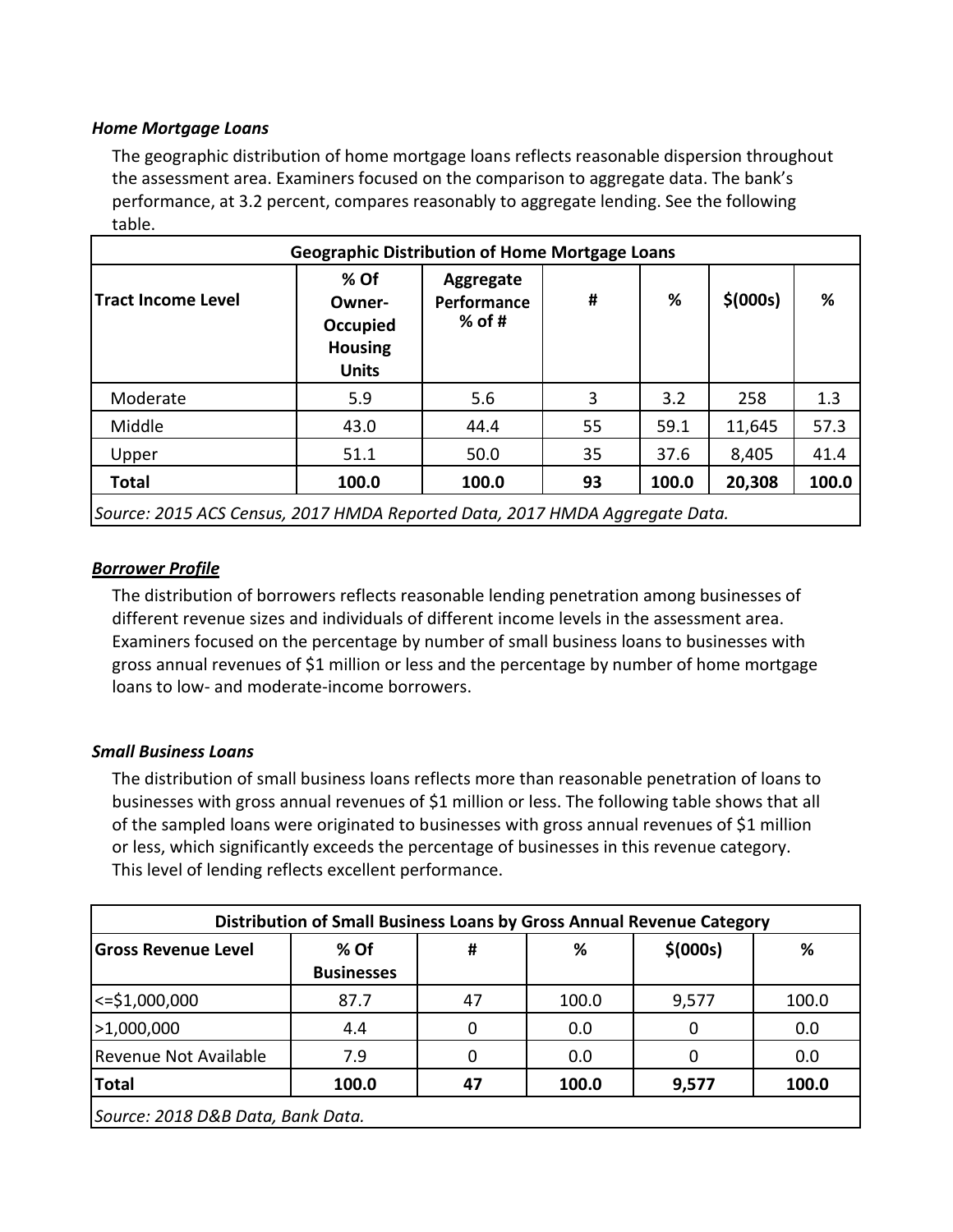### *Home Mortgage Loans*

The geographic distribution of home mortgage loans reflects reasonable dispersion throughout the assessment area. Examiners focused on the comparison to aggregate data. The bank's performance, at 3.2 percent, compares reasonably to aggregate lending. See the following table.

| Geographic Distribution of Home Mortgage Loans | | | | | | |
|---|---|---|---|---|---|---|
| **Tract Income Level** | **% Of Owner-Occupied Housing Units** | **Aggregate Performance % of #** | **#** | **%** | **$(000s)** | **%** |
| Moderate | 5.9 | 5.6 | 3 | 3.2 | 258 | 1.3 |
| Middle | 43.0 | 44.4 | 55 | 59.1 | 11,645 | 57.3 |
| Upper | 51.1 | 50.0 | 35 | 37.6 | 8,405 | 41.4 |
| **Total** | **100.0** | **100.0** | **93** | **100.0** | **20,308** | **100.0** |
| *Source: 2015 ACS Census, 2017 HMDA Reported Data, 2017 HMDA Aggregate Data.* | | | | | | |

### ***Borrower Profile***

The distribution of borrowers reflects reasonable lending penetration among businesses of different revenue sizes and individuals of different income levels in the assessment area. Examiners focused on the percentage by number of small business loans to businesses with gross annual revenues of $1 million or less and the percentage by number of home mortgage loans to low- and moderate-income borrowers.

### *Small Business Loans*

The distribution of small business loans reflects more than reasonable penetration of loans to businesses with gross annual revenues of $1 million or less. The following table shows that all of the sampled loans were originated to businesses with gross annual revenues of $1 million or less, which significantly exceeds the percentage of businesses in this revenue category. This level of lending reflects excellent performance.

| Distribution of Small Business Loans by Gross Annual Revenue Category | | | | | |
|---|---|---|---|---|---|
| **Gross Revenue Level** | **% Of Businesses** | **#** | **%** | **$(000s)** | **%** |
| <=$1,000,000 | 87.7 | 47 | 100.0 | 9,577 | 100.0 |
| >1,000,000 | 4.4 | 0 | 0.0 | 0 | 0.0 |
| Revenue Not Available | 7.9 | 0 | 0.0 | 0 | 0.0 |
| **Total** | **100.0** | **47** | **100.0** | **9,577** | **100.0** |
| *Source: 2018 D&B Data, Bank Data.* | | | | | |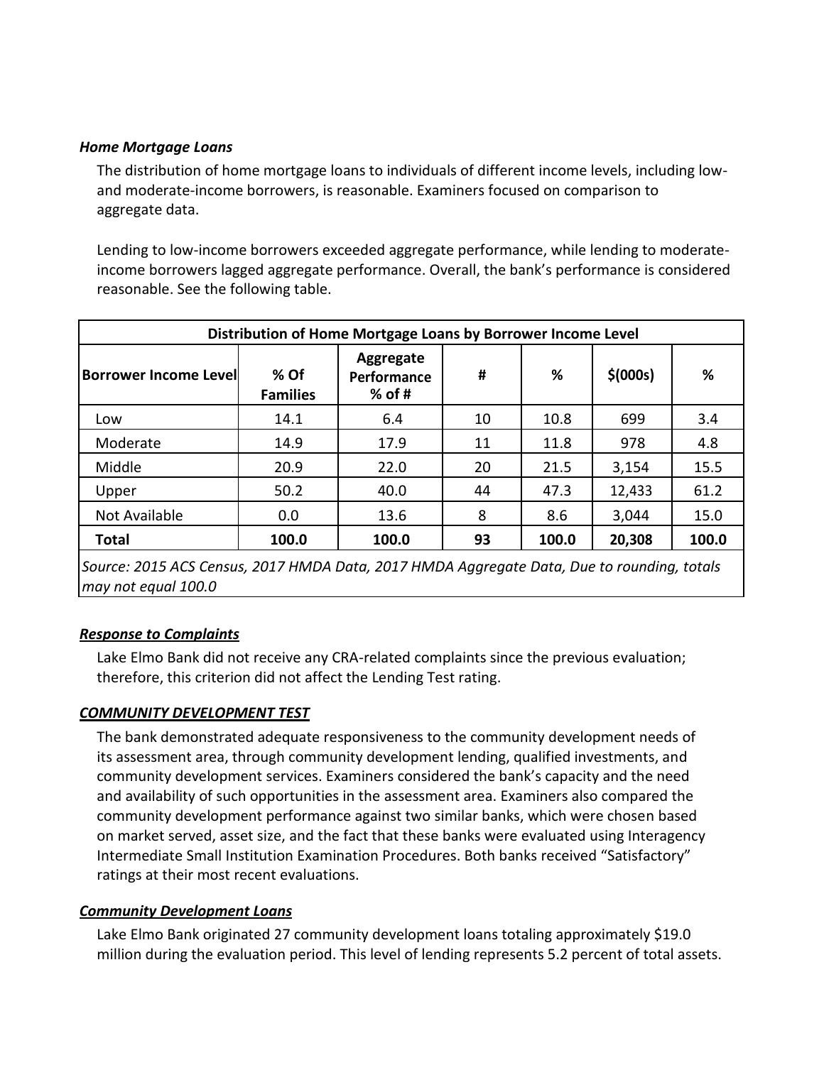***Home Mortgage Loans***

The distribution of home mortgage loans to individuals of different income levels, including low- and moderate-income borrowers, is reasonable. Examiners focused on comparison to aggregate data.

Lending to low-income borrowers exceeded aggregate performance, while lending to moderate-income borrowers lagged aggregate performance. Overall, the bank's performance is considered reasonable. See the following table.

| Distribution of Home Mortgage Loans by Borrower Income Level | | | | | | |
|---|---|---|---|---|---|---|
| **Borrower Income Level** | **% Of Families** | **Aggregate Performance % of #** | **#** | **%** | **$(000s)** | **%** |
| Low | 14.1 | 6.4 | 10 | 10.8 | 699 | 3.4 |
| Moderate | 14.9 | 17.9 | 11 | 11.8 | 978 | 4.8 |
| Middle | 20.9 | 22.0 | 20 | 21.5 | 3,154 | 15.5 |
| Upper | 50.2 | 40.0 | 44 | 47.3 | 12,433 | 61.2 |
| Not Available | 0.0 | 13.6 | 8 | 8.6 | 3,044 | 15.0 |
| **Total** | **100.0** | **100.0** | **93** | **100.0** | **20,308** | **100.0** |

*Source: 2015 ACS Census, 2017 HMDA Data, 2017 HMDA Aggregate Data, Due to rounding, totals may not equal 100.0*

***Response to Complaints***

Lake Elmo Bank did not receive any CRA-related complaints since the previous evaluation; therefore, this criterion did not affect the Lending Test rating.

***COMMUNITY DEVELOPMENT TEST***

The bank demonstrated adequate responsiveness to the community development needs of its assessment area, through community development lending, qualified investments, and community development services. Examiners considered the bank's capacity and the need and availability of such opportunities in the assessment area. Examiners also compared the community development performance against two similar banks, which were chosen based on market served, asset size, and the fact that these banks were evaluated using Interagency Intermediate Small Institution Examination Procedures. Both banks received "Satisfactory" ratings at their most recent evaluations.

***Community Development Loans***

Lake Elmo Bank originated 27 community development loans totaling approximately $19.0 million during the evaluation period. This level of lending represents 5.2 percent of total assets.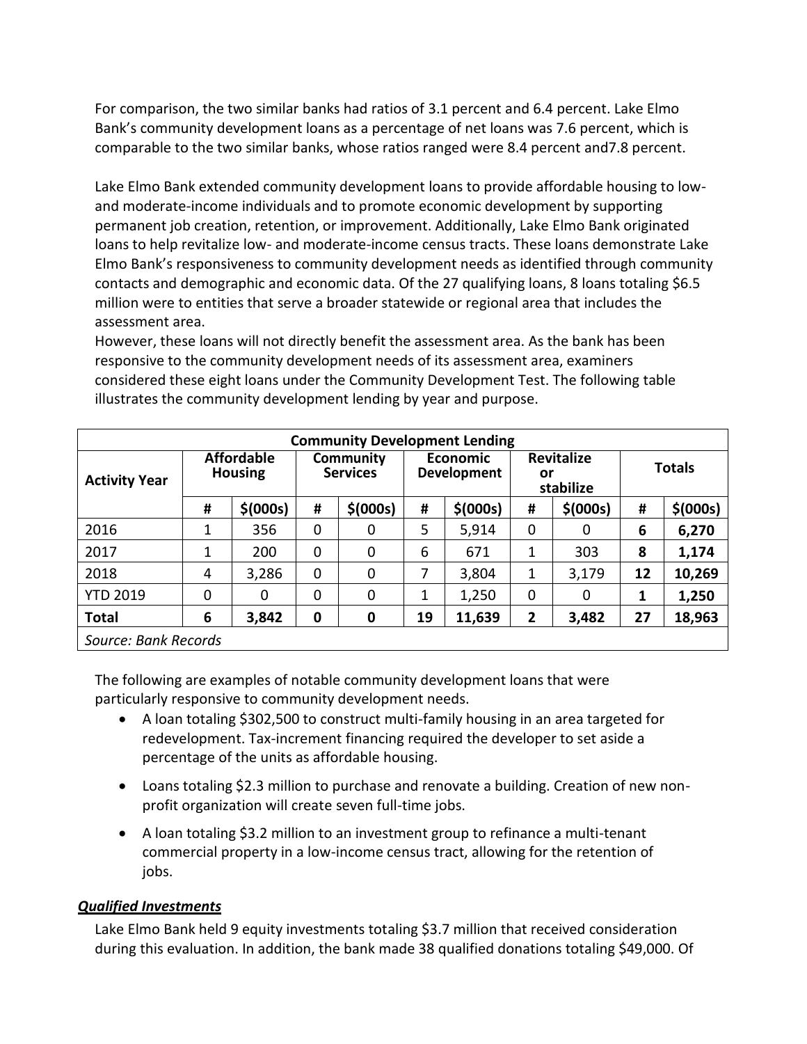For comparison, the two similar banks had ratios of 3.1 percent and 6.4 percent. Lake Elmo Bank's community development loans as a percentage of net loans was 7.6 percent, which is comparable to the two similar banks, whose ratios ranged were 8.4 percent and7.8 percent.

Lake Elmo Bank extended community development loans to provide affordable housing to low- and moderate-income individuals and to promote economic development by supporting permanent job creation, retention, or improvement. Additionally, Lake Elmo Bank originated loans to help revitalize low- and moderate-income census tracts. These loans demonstrate Lake Elmo Bank's responsiveness to community development needs as identified through community contacts and demographic and economic data. Of the 27 qualifying loans, 8 loans totaling $6.5 million were to entities that serve a broader statewide or regional area that includes the assessment area.
However, these loans will not directly benefit the assessment area. As the bank has been responsive to the community development needs of its assessment area, examiners considered these eight loans under the Community Development Test. The following table illustrates the community development lending by year and purpose.

| Community Development Lending | | | | | | | | | | |
|---|---|---|---|---|---|---|---|---|---|---|
| Activity Year | Affordable Housing | | Community Services | | Economic Development | | Revitalize or stabilize | | Totals | |
| | # | $(000s) | # | $(000s) | # | $(000s) | # | $(000s) | # | $(000s) |
| 2016 | 1 | 356 | 0 | 0 | 5 | 5,914 | 0 | 0 | **6** | **6,270** |
| 2017 | 1 | 200 | 0 | 0 | 6 | 671 | 1 | 303 | **8** | **1,174** |
| 2018 | 4 | 3,286 | 0 | 0 | 7 | 3,804 | 1 | 3,179 | **12** | **10,269** |
| YTD 2019 | 0 | 0 | 0 | 0 | 1 | 1,250 | 0 | 0 | **1** | **1,250** |
| **Total** | **6** | **3,842** | **0** | **0** | **19** | **11,639** | **2** | **3,482** | **27** | **18,963** |
| *Source: Bank Records* | | | | | | | | | | |

The following are examples of notable community development loans that were particularly responsive to community development needs.

- A loan totaling $302,500 to construct multi-family housing in an area targeted for redevelopment. Tax-increment financing required the developer to set aside a percentage of the units as affordable housing.
- Loans totaling $2.3 million to purchase and renovate a building. Creation of new non-profit organization will create seven full-time jobs.
- A loan totaling $3.2 million to an investment group to refinance a multi-tenant commercial property in a low-income census tract, allowing for the retention of jobs.

***Qualified Investments***

Lake Elmo Bank held 9 equity investments totaling $3.7 million that received consideration during this evaluation. In addition, the bank made 38 qualified donations totaling $49,000. Of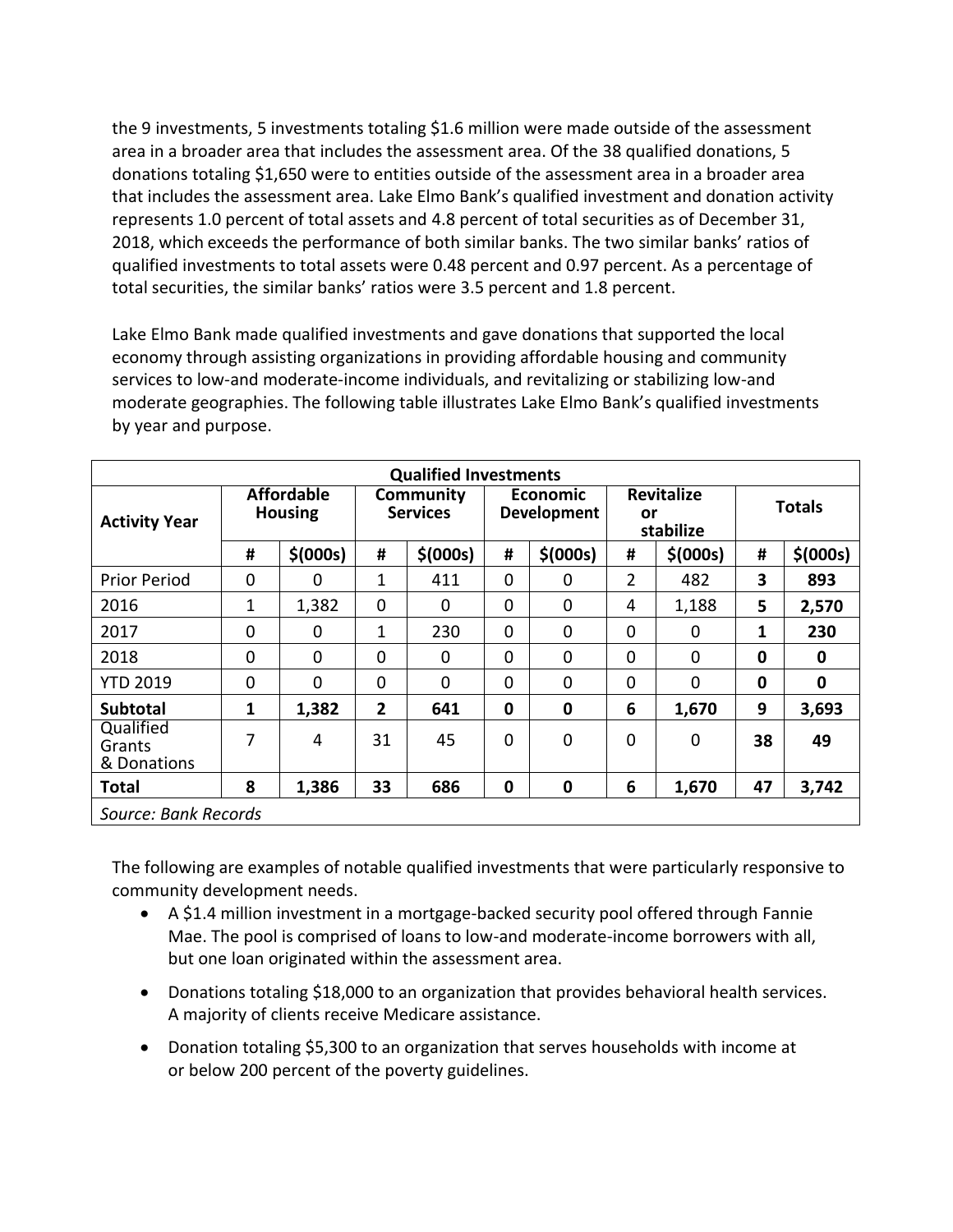the 9 investments, 5 investments totaling $1.6 million were made outside of the assessment area in a broader area that includes the assessment area. Of the 38 qualified donations, 5 donations totaling $1,650 were to entities outside of the assessment area in a broader area that includes the assessment area. Lake Elmo Bank's qualified investment and donation activity represents 1.0 percent of total assets and 4.8 percent of total securities as of December 31, 2018, which exceeds the performance of both similar banks. The two similar banks' ratios of qualified investments to total assets were 0.48 percent and 0.97 percent. As a percentage of total securities, the similar banks' ratios were 3.5 percent and 1.8 percent.

Lake Elmo Bank made qualified investments and gave donations that supported the local economy through assisting organizations in providing affordable housing and community services to low-and moderate-income individuals, and revitalizing or stabilizing low-and moderate geographies. The following table illustrates Lake Elmo Bank's qualified investments by year and purpose.

| Qualified Investments | | | | | | | | | | |
|---|---|---|---|---|---|---|---|---|---|---|
| **Activity Year** | **Affordable Housing** | | **Community Services** | | **Economic Development** | | **Revitalize or stabilize** | | **Totals** | |
| | **#** | **$(000s)** | **#** | **$(000s)** | **#** | **$(000s)** | **#** | **$(000s)** | **#** | **$(000s)** |
| Prior Period | 0 | 0 | 1 | 411 | 0 | 0 | 2 | 482 | **3** | **893** |
| 2016 | 1 | 1,382 | 0 | 0 | 0 | 0 | 4 | 1,188 | **5** | **2,570** |
| 2017 | 0 | 0 | 1 | 230 | 0 | 0 | 0 | 0 | **1** | **230** |
| 2018 | 0 | 0 | 0 | 0 | 0 | 0 | 0 | 0 | **0** | **0** |
| YTD 2019 | 0 | 0 | 0 | 0 | 0 | 0 | 0 | 0 | **0** | **0** |
| **Subtotal** | **1** | **1,382** | **2** | **641** | **0** | **0** | **6** | **1,670** | **9** | **3,693** |
| Qualified Grants & Donations | 7 | 4 | 31 | 45 | 0 | 0 | 0 | 0 | **38** | **49** |
| **Total** | **8** | **1,386** | **33** | **686** | **0** | **0** | **6** | **1,670** | **47** | **3,742** |
| *Source: Bank Records* | | | | | | | | | | |

The following are examples of notable qualified investments that were particularly responsive to community development needs.

- A $1.4 million investment in a mortgage-backed security pool offered through Fannie Mae. The pool is comprised of loans to low-and moderate-income borrowers with all, but one loan originated within the assessment area.
- Donations totaling $18,000 to an organization that provides behavioral health services. A majority of clients receive Medicare assistance.
- Donation totaling $5,300 to an organization that serves households with income at or below 200 percent of the poverty guidelines.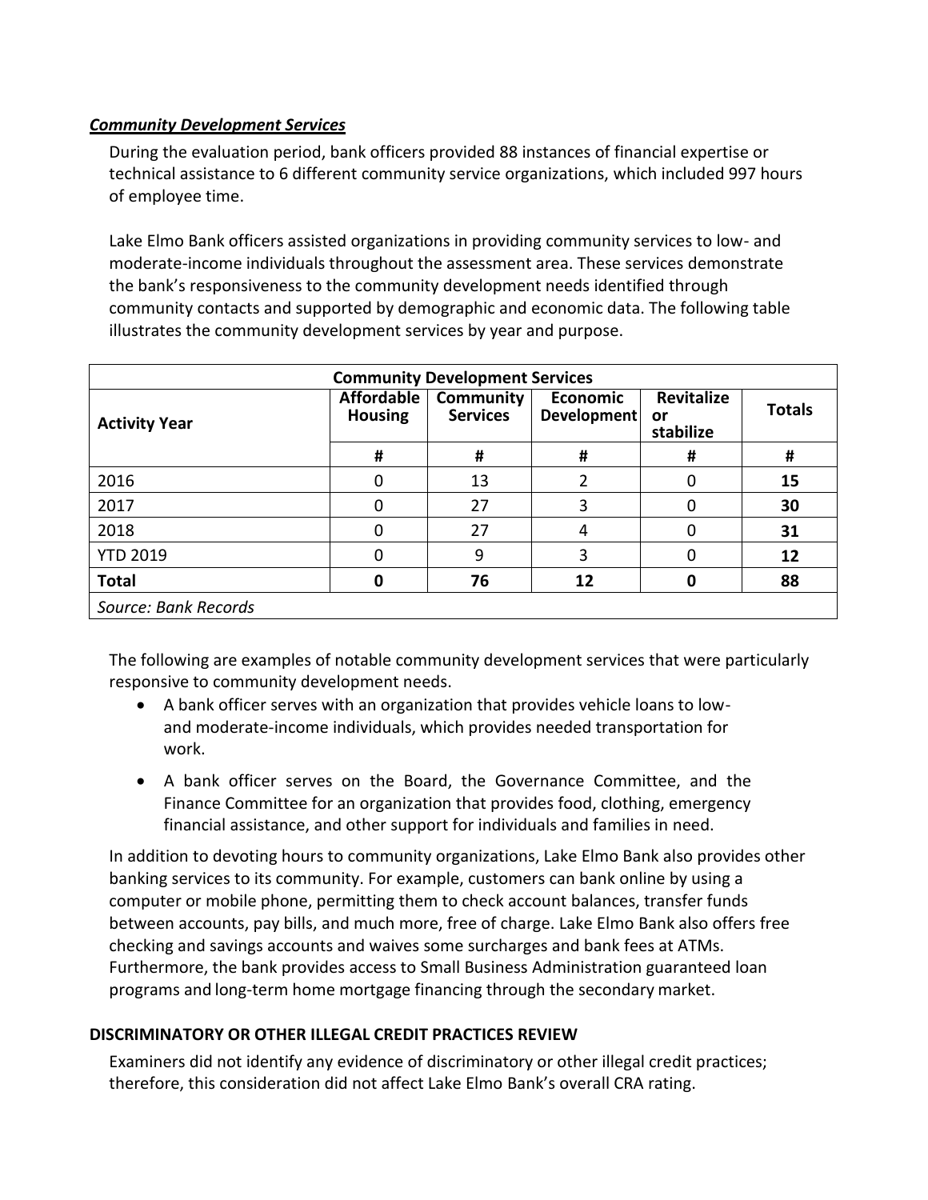***Community Development Services***

During the evaluation period, bank officers provided 88 instances of financial expertise or technical assistance to 6 different community service organizations, which included 997 hours of employee time.

Lake Elmo Bank officers assisted organizations in providing community services to low- and moderate-income individuals throughout the assessment area. These services demonstrate the bank's responsiveness to the community development needs identified through community contacts and supported by demographic and economic data. The following table illustrates the community development services by year and purpose.

| **Community Development Services** | | | | | |
|---|---|---|---|---|---|
| **Activity Year** | **Affordable Housing** | **Community Services** | **Economic Development** | **Revitalize or stabilize** | **Totals** |
| | **#** | **#** | **#** | **#** | **#** |
| 2016 | 0 | 13 | 2 | 0 | **15** |
| 2017 | 0 | 27 | 3 | 0 | **30** |
| 2018 | 0 | 27 | 4 | 0 | **31** |
| YTD 2019 | 0 | 9 | 3 | 0 | **12** |
| **Total** | **0** | **76** | **12** | **0** | **88** |
| *Source: Bank Records* | | | | | |

The following are examples of notable community development services that were particularly responsive to community development needs.

- A bank officer serves with an organization that provides vehicle loans to low- and moderate-income individuals, which provides needed transportation for work.
- A bank officer serves on the Board, the Governance Committee, and the Finance Committee for an organization that provides food, clothing, emergency financial assistance, and other support for individuals and families in need.

In addition to devoting hours to community organizations, Lake Elmo Bank also provides other banking services to its community. For example, customers can bank online by using a computer or mobile phone, permitting them to check account balances, transfer funds between accounts, pay bills, and much more, free of charge. Lake Elmo Bank also offers free checking and savings accounts and waives some surcharges and bank fees at ATMs. Furthermore, the bank provides access to Small Business Administration guaranteed loan programs and long-term home mortgage financing through the secondary market.

**DISCRIMINATORY OR OTHER ILLEGAL CREDIT PRACTICES REVIEW**

Examiners did not identify any evidence of discriminatory or other illegal credit practices; therefore, this consideration did not affect Lake Elmo Bank's overall CRA rating.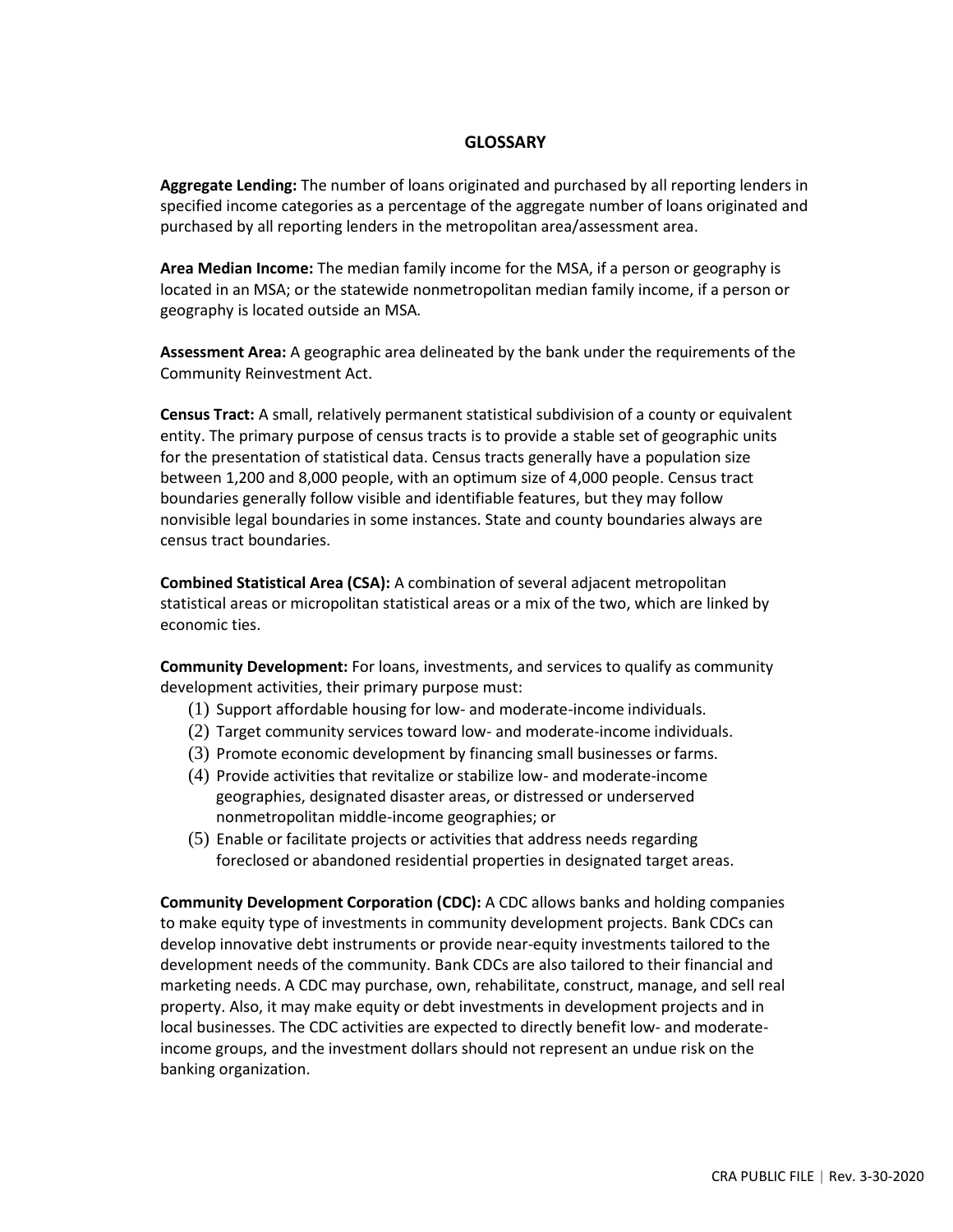## GLOSSARY

**Aggregate Lending:** The number of loans originated and purchased by all reporting lenders in specified income categories as a percentage of the aggregate number of loans originated and purchased by all reporting lenders in the metropolitan area/assessment area.

**Area Median Income:** The median family income for the MSA, if a person or geography is located in an MSA; or the statewide nonmetropolitan median family income, if a person or geography is located outside an MSA.

**Assessment Area:** A geographic area delineated by the bank under the requirements of the Community Reinvestment Act.

**Census Tract:** A small, relatively permanent statistical subdivision of a county or equivalent entity. The primary purpose of census tracts is to provide a stable set of geographic units for the presentation of statistical data. Census tracts generally have a population size between 1,200 and 8,000 people, with an optimum size of 4,000 people. Census tract boundaries generally follow visible and identifiable features, but they may follow nonvisible legal boundaries in some instances. State and county boundaries always are census tract boundaries.

**Combined Statistical Area (CSA):** A combination of several adjacent metropolitan statistical areas or micropolitan statistical areas or a mix of the two, which are linked by economic ties.

**Community Development:** For loans, investments, and services to qualify as community development activities, their primary purpose must:

(1) Support affordable housing for low- and moderate-income individuals.
(2) Target community services toward low- and moderate-income individuals.
(3) Promote economic development by financing small businesses or farms.
(4) Provide activities that revitalize or stabilize low- and moderate-income geographies, designated disaster areas, or distressed or underserved nonmetropolitan middle-income geographies; or
(5) Enable or facilitate projects or activities that address needs regarding foreclosed or abandoned residential properties in designated target areas.

**Community Development Corporation (CDC):** A CDC allows banks and holding companies to make equity type of investments in community development projects. Bank CDCs can develop innovative debt instruments or provide near-equity investments tailored to the development needs of the community. Bank CDCs are also tailored to their financial and marketing needs. A CDC may purchase, own, rehabilitate, construct, manage, and sell real property. Also, it may make equity or debt investments in development projects and in local businesses. The CDC activities are expected to directly benefit low- and moderate-income groups, and the investment dollars should not represent an undue risk on the banking organization.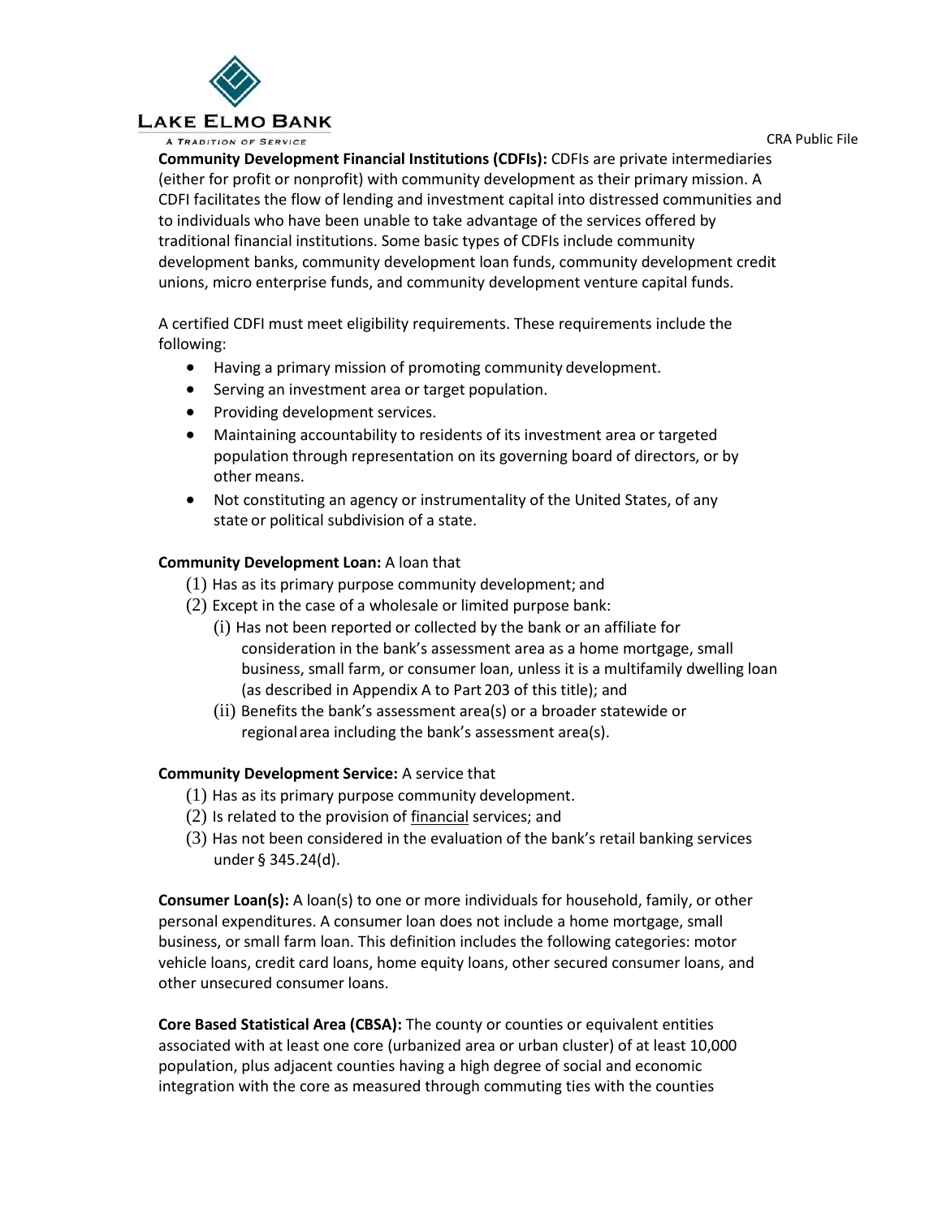**Community Development Financial Institutions (CDFIs):** CDFIs are private intermediaries (either for profit or nonprofit) with community development as their primary mission. A CDFI facilitates the flow of lending and investment capital into distressed communities and to individuals who have been unable to take advantage of the services offered by traditional financial institutions. Some basic types of CDFIs include community development banks, community development loan funds, community development credit unions, micro enterprise funds, and community development venture capital funds.

A certified CDFI must meet eligibility requirements. These requirements include the following:

- Having a primary mission of promoting community development.
- Serving an investment area or target population.
- Providing development services.
- Maintaining accountability to residents of its investment area or targeted population through representation on its governing board of directors, or by other means.
- Not constituting an agency or instrumentality of the United States, of any state or political subdivision of a state.

**Community Development Loan:** A loan that

(1) Has as its primary purpose community development; and
(2) Except in the case of a wholesale or limited purpose bank:
  (i) Has not been reported or collected by the bank or an affiliate for consideration in the bank's assessment area as a home mortgage, small business, small farm, or consumer loan, unless it is a multifamily dwelling loan (as described in Appendix A to Part 203 of this title); and
  (ii) Benefits the bank's assessment area(s) or a broader statewide or regional area including the bank's assessment area(s).

**Community Development Service:** A service that

(1) Has as its primary purpose community development.
(2) Is related to the provision of financial services; and
(3) Has not been considered in the evaluation of the bank's retail banking services under § 345.24(d).

**Consumer Loan(s):** A loan(s) to one or more individuals for household, family, or other personal expenditures. A consumer loan does not include a home mortgage, small business, or small farm loan. This definition includes the following categories: motor vehicle loans, credit card loans, home equity loans, other secured consumer loans, and other unsecured consumer loans.

**Core Based Statistical Area (CBSA):** The county or counties or equivalent entities associated with at least one core (urbanized area or urban cluster) of at least 10,000 population, plus adjacent counties having a high degree of social and economic integration with the core as measured through commuting ties with the counties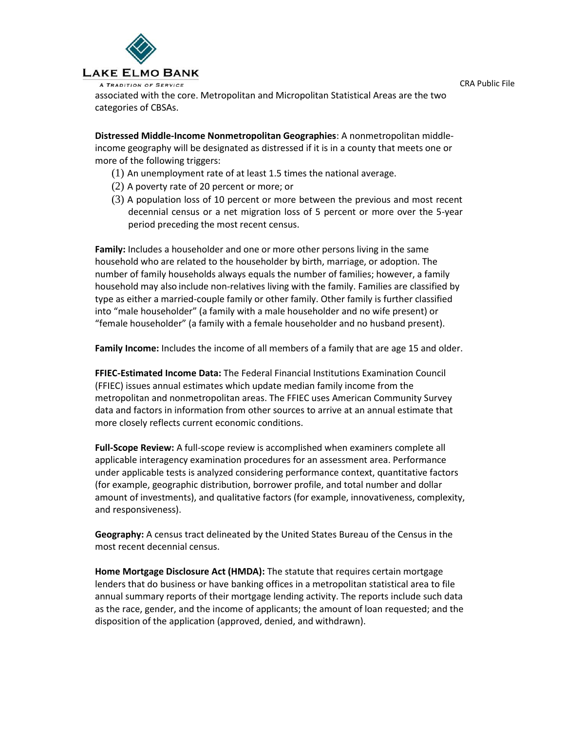associated with the core. Metropolitan and Micropolitan Statistical Areas are the two categories of CBSAs.

**Distressed Middle-Income Nonmetropolitan Geographies**: A nonmetropolitan middle-income geography will be designated as distressed if it is in a county that meets one or more of the following triggers:

(1) An unemployment rate of at least 1.5 times the national average.
(2) A poverty rate of 20 percent or more; or
(3) A population loss of 10 percent or more between the previous and most recent decennial census or a net migration loss of 5 percent or more over the 5-year period preceding the most recent census.

**Family:** Includes a householder and one or more other persons living in the same household who are related to the householder by birth, marriage, or adoption. The number of family households always equals the number of families; however, a family household may also include non-relatives living with the family. Families are classified by type as either a married-couple family or other family. Other family is further classified into "male householder" (a family with a male householder and no wife present) or "female householder" (a family with a female householder and no husband present).

**Family Income:** Includes the income of all members of a family that are age 15 and older.

**FFIEC-Estimated Income Data:** The Federal Financial Institutions Examination Council (FFIEC) issues annual estimates which update median family income from the metropolitan and nonmetropolitan areas. The FFIEC uses American Community Survey data and factors in information from other sources to arrive at an annual estimate that more closely reflects current economic conditions.

**Full-Scope Review:** A full-scope review is accomplished when examiners complete all applicable interagency examination procedures for an assessment area. Performance under applicable tests is analyzed considering performance context, quantitative factors (for example, geographic distribution, borrower profile, and total number and dollar amount of investments), and qualitative factors (for example, innovativeness, complexity, and responsiveness).

**Geography:** A census tract delineated by the United States Bureau of the Census in the most recent decennial census.

**Home Mortgage Disclosure Act (HMDA):** The statute that requires certain mortgage lenders that do business or have banking offices in a metropolitan statistical area to file annual summary reports of their mortgage lending activity. The reports include such data as the race, gender, and the income of applicants; the amount of loan requested; and the disposition of the application (approved, denied, and withdrawn).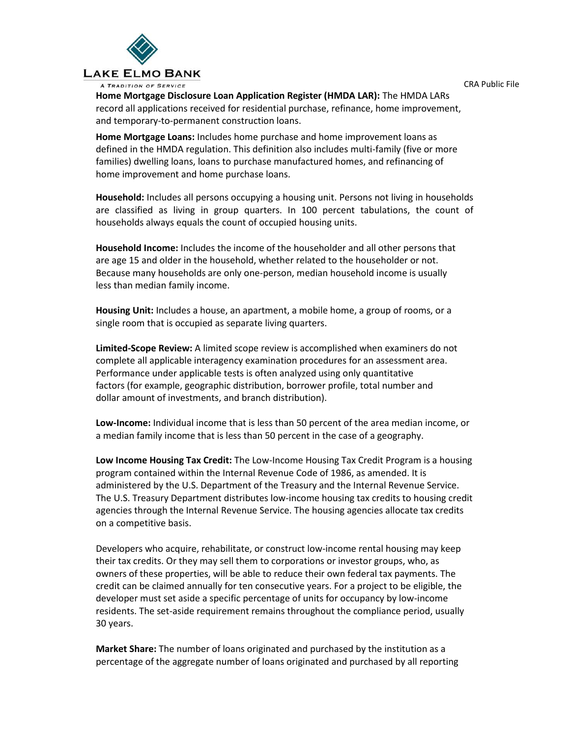**Home Mortgage Disclosure Loan Application Register (HMDA LAR):** The HMDA LARs record all applications received for residential purchase, refinance, home improvement, and temporary-to-permanent construction loans.

**Home Mortgage Loans:** Includes home purchase and home improvement loans as defined in the HMDA regulation. This definition also includes multi-family (five or more families) dwelling loans, loans to purchase manufactured homes, and refinancing of home improvement and home purchase loans.

**Household:** Includes all persons occupying a housing unit. Persons not living in households are classified as living in group quarters. In 100 percent tabulations, the count of households always equals the count of occupied housing units.

**Household Income:** Includes the income of the householder and all other persons that are age 15 and older in the household, whether related to the householder or not. Because many households are only one-person, median household income is usually less than median family income.

**Housing Unit:** Includes a house, an apartment, a mobile home, a group of rooms, or a single room that is occupied as separate living quarters.

**Limited-Scope Review:** A limited scope review is accomplished when examiners do not complete all applicable interagency examination procedures for an assessment area. Performance under applicable tests is often analyzed using only quantitative factors (for example, geographic distribution, borrower profile, total number and dollar amount of investments, and branch distribution).

**Low-Income:** Individual income that is less than 50 percent of the area median income, or a median family income that is less than 50 percent in the case of a geography.

**Low Income Housing Tax Credit:** The Low-Income Housing Tax Credit Program is a housing program contained within the Internal Revenue Code of 1986, as amended. It is administered by the U.S. Department of the Treasury and the Internal Revenue Service. The U.S. Treasury Department distributes low-income housing tax credits to housing credit agencies through the Internal Revenue Service. The housing agencies allocate tax credits on a competitive basis.

Developers who acquire, rehabilitate, or construct low-income rental housing may keep their tax credits. Or they may sell them to corporations or investor groups, who, as owners of these properties, will be able to reduce their own federal tax payments. The credit can be claimed annually for ten consecutive years. For a project to be eligible, the developer must set aside a specific percentage of units for occupancy by low-income residents. The set-aside requirement remains throughout the compliance period, usually 30 years.

**Market Share:** The number of loans originated and purchased by the institution as a percentage of the aggregate number of loans originated and purchased by all reporting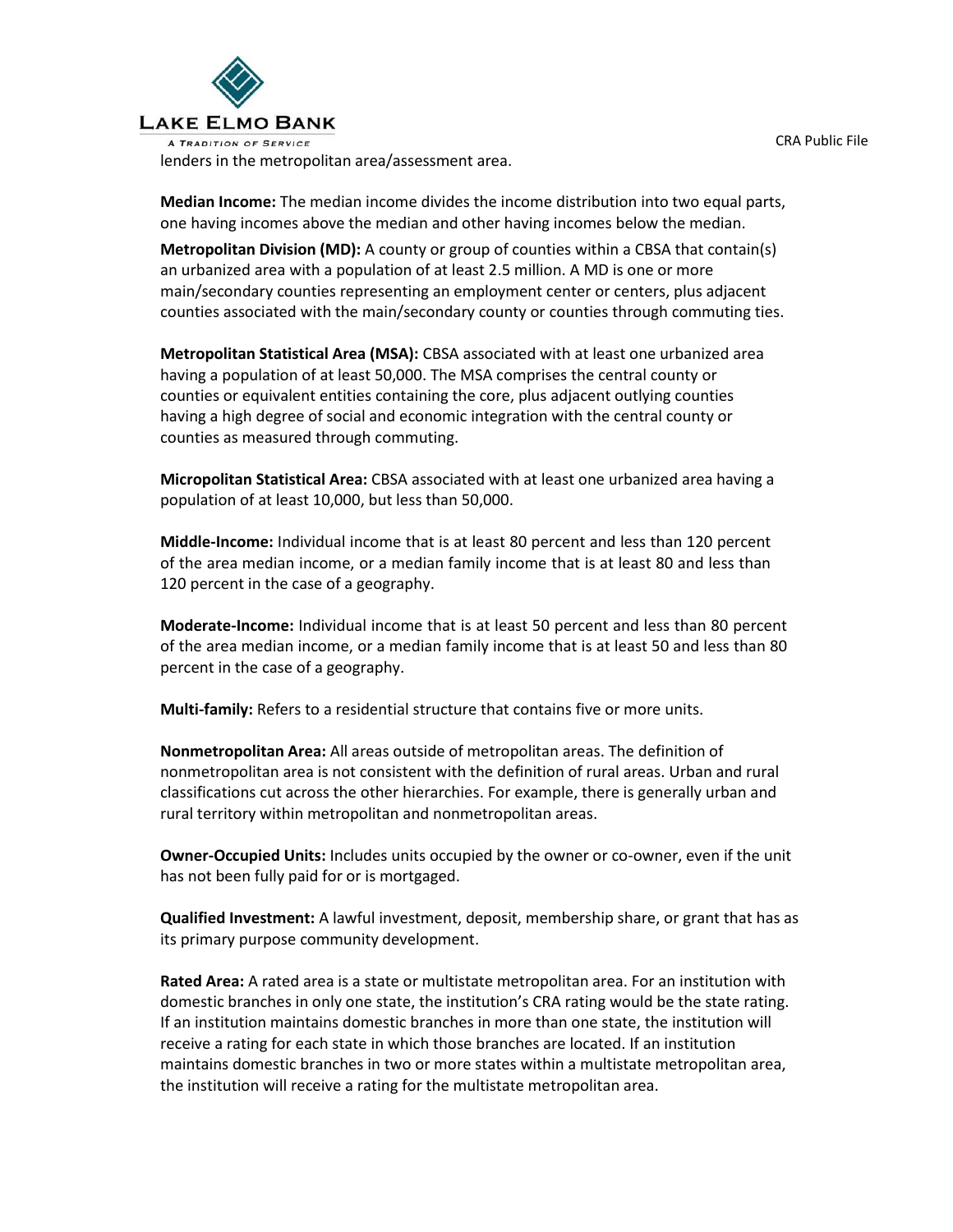lenders in the metropolitan area/assessment area.

**Median Income:** The median income divides the income distribution into two equal parts, one having incomes above the median and other having incomes below the median.

**Metropolitan Division (MD):** A county or group of counties within a CBSA that contain(s) an urbanized area with a population of at least 2.5 million. A MD is one or more main/secondary counties representing an employment center or centers, plus adjacent counties associated with the main/secondary county or counties through commuting ties.

**Metropolitan Statistical Area (MSA):** CBSA associated with at least one urbanized area having a population of at least 50,000. The MSA comprises the central county or counties or equivalent entities containing the core, plus adjacent outlying counties having a high degree of social and economic integration with the central county or counties as measured through commuting.

**Micropolitan Statistical Area:** CBSA associated with at least one urbanized area having a population of at least 10,000, but less than 50,000.

**Middle-Income:** Individual income that is at least 80 percent and less than 120 percent of the area median income, or a median family income that is at least 80 and less than 120 percent in the case of a geography.

**Moderate-Income:** Individual income that is at least 50 percent and less than 80 percent of the area median income, or a median family income that is at least 50 and less than 80 percent in the case of a geography.

**Multi-family:** Refers to a residential structure that contains five or more units.

**Nonmetropolitan Area:** All areas outside of metropolitan areas. The definition of nonmetropolitan area is not consistent with the definition of rural areas. Urban and rural classifications cut across the other hierarchies. For example, there is generally urban and rural territory within metropolitan and nonmetropolitan areas.

**Owner-Occupied Units:** Includes units occupied by the owner or co-owner, even if the unit has not been fully paid for or is mortgaged.

**Qualified Investment:** A lawful investment, deposit, membership share, or grant that has as its primary purpose community development.

**Rated Area:** A rated area is a state or multistate metropolitan area. For an institution with domestic branches in only one state, the institution's CRA rating would be the state rating. If an institution maintains domestic branches in more than one state, the institution will receive a rating for each state in which those branches are located. If an institution maintains domestic branches in two or more states within a multistate metropolitan area, the institution will receive a rating for the multistate metropolitan area.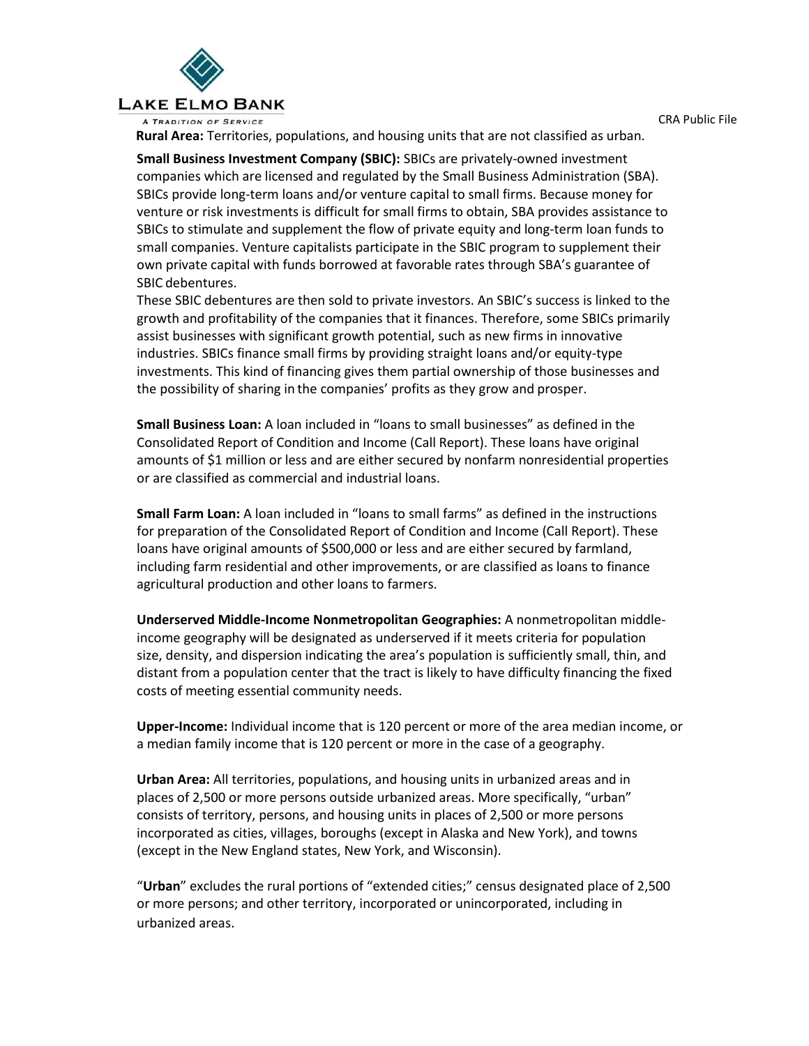**Rural Area:** Territories, populations, and housing units that are not classified as urban.

**Small Business Investment Company (SBIC):** SBICs are privately-owned investment companies which are licensed and regulated by the Small Business Administration (SBA). SBICs provide long-term loans and/or venture capital to small firms. Because money for venture or risk investments is difficult for small firms to obtain, SBA provides assistance to SBICs to stimulate and supplement the flow of private equity and long-term loan funds to small companies. Venture capitalists participate in the SBIC program to supplement their own private capital with funds borrowed at favorable rates through SBA's guarantee of SBIC debentures.
These SBIC debentures are then sold to private investors. An SBIC's success is linked to the growth and profitability of the companies that it finances. Therefore, some SBICs primarily assist businesses with significant growth potential, such as new firms in innovative industries. SBICs finance small firms by providing straight loans and/or equity-type investments. This kind of financing gives them partial ownership of those businesses and the possibility of sharing in the companies' profits as they grow and prosper.

**Small Business Loan:** A loan included in "loans to small businesses" as defined in the Consolidated Report of Condition and Income (Call Report). These loans have original amounts of $1 million or less and are either secured by nonfarm nonresidential properties or are classified as commercial and industrial loans.

**Small Farm Loan:** A loan included in "loans to small farms" as defined in the instructions for preparation of the Consolidated Report of Condition and Income (Call Report). These loans have original amounts of $500,000 or less and are either secured by farmland, including farm residential and other improvements, or are classified as loans to finance agricultural production and other loans to farmers.

**Underserved Middle-Income Nonmetropolitan Geographies:** A nonmetropolitan middle-income geography will be designated as underserved if it meets criteria for population size, density, and dispersion indicating the area's population is sufficiently small, thin, and distant from a population center that the tract is likely to have difficulty financing the fixed costs of meeting essential community needs.

**Upper-Income:** Individual income that is 120 percent or more of the area median income, or a median family income that is 120 percent or more in the case of a geography.

**Urban Area:** All territories, populations, and housing units in urbanized areas and in places of 2,500 or more persons outside urbanized areas. More specifically, "urban" consists of territory, persons, and housing units in places of 2,500 or more persons incorporated as cities, villages, boroughs (except in Alaska and New York), and towns (except in the New England states, New York, and Wisconsin).

"**Urban**" excludes the rural portions of "extended cities;" census designated place of 2,500 or more persons; and other territory, incorporated or unincorporated, including in urbanized areas.